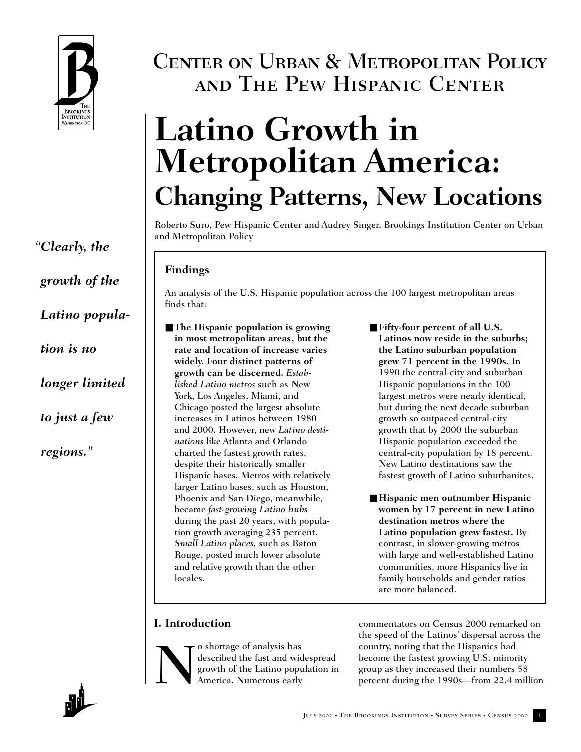# Center on Urban & Metropolitan Policy and The Pew Hispanic Center

# Latino Growth in Metropolitan America: Changing Patterns, New Locations

Roberto Suro, Pew Hispanic Center and Audrey Singer, Brookings Institution Center on Urban and Metropolitan Policy

*"Clearly, the growth of the Latino population is no longer limited to just a few regions."*

## Findings

An analysis of the U.S. Hispanic population across the 100 largest metropolitan areas finds that:

- **The Hispanic population is growing in most metropolitan areas, but the rate and location of increase varies widely. Four distinct patterns of growth can be discerned.** *Established Latino metros* such as New York, Los Angeles, Miami, and Chicago posted the largest absolute increases in Latinos between 1980 and 2000. However, new *Latino destinations* like Atlanta and Orlando charted the fastest growth rates, despite their historically smaller Hispanic bases. Metros with relatively larger Latino bases, such as Houston, Phoenix and San Diego, meanwhile, became *fast-growing Latino hubs* during the past 20 years, with population growth averaging 235 percent. *Small Latino places,* such as Baton Rouge, posted much lower absolute and relative growth than the other locales.

- **Fifty-four percent of all U.S. Latinos now reside in the suburbs; the Latino suburban population grew 71 percent in the 1990s.** In 1990 the central-city and suburban Hispanic populations in the 100 largest metros were nearly identical, but during the next decade suburban growth so outpaced central-city growth that by 2000 the suburban Hispanic population exceeded the central-city population by 18 percent. New Latino destinations saw the fastest growth of Latino suburbanites.

- **Hispanic men outnumber Hispanic women by 17 percent in new Latino destination metros where the Latino population grew fastest.** By contrast, in slower-growing metros with large and well-established Latino communities, more Hispanics live in family households and gender ratios are more balanced.

## I. Introduction

No shortage of analysis has described the fast and widespread growth of the Latino population in America. Numerous early commentators on Census 2000 remarked on the speed of the Latinos' dispersal across the country, noting that the Hispanics had become the fastest growing U.S. minority group as they increased their numbers 58 percent during the 1990s—from 22.4 million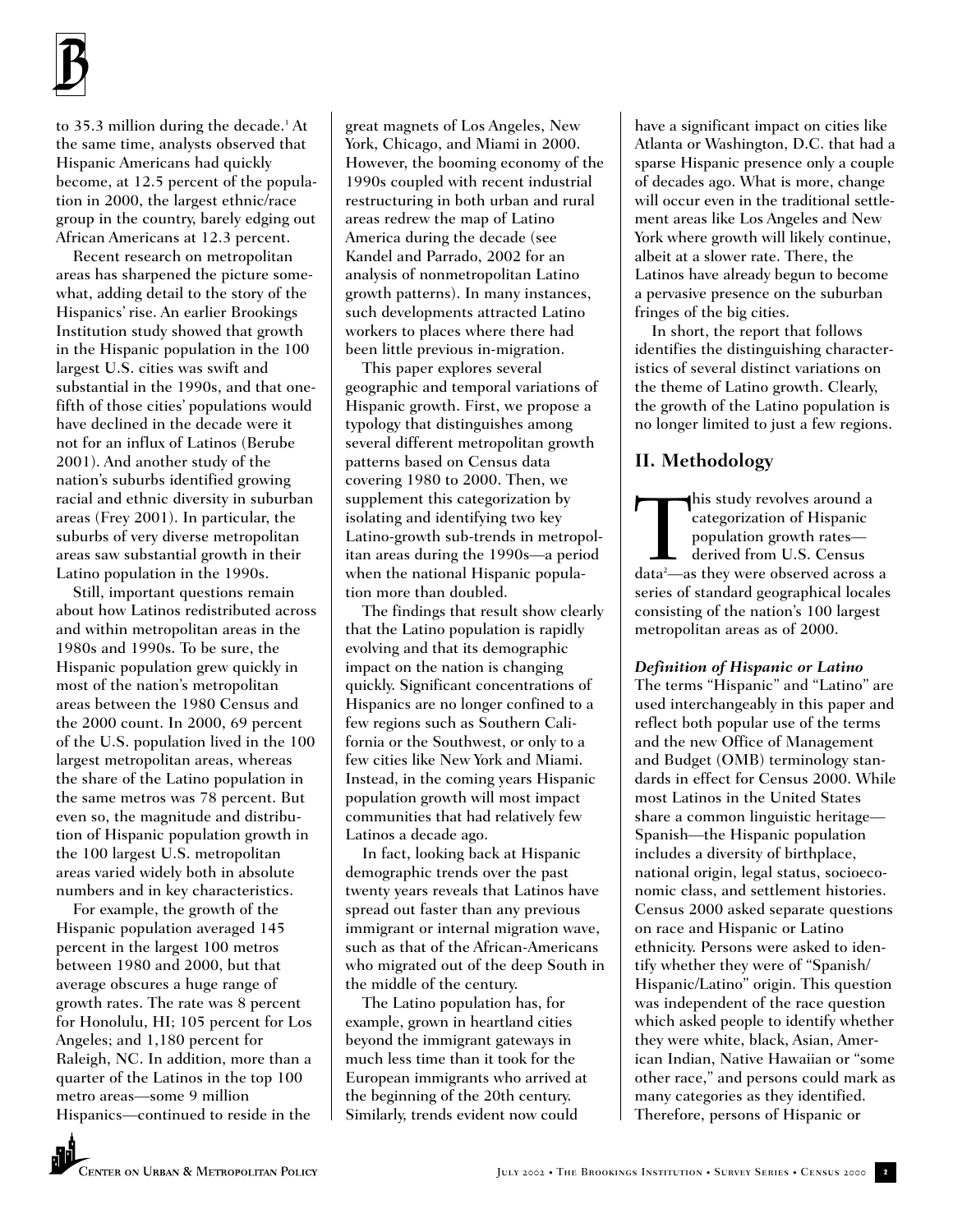to 35.3 million during the decade.[1] At the same time, analysts observed that Hispanic Americans had quickly become, at 12.5 percent of the population in 2000, the largest ethnic/race group in the country, barely edging out African Americans at 12.3 percent.

Recent research on metropolitan areas has sharpened the picture somewhat, adding detail to the story of the Hispanics' rise. An earlier Brookings Institution study showed that growth in the Hispanic population in the 100 largest U.S. cities was swift and substantial in the 1990s, and that one-fifth of those cities' populations would have declined in the decade were it not for an influx of Latinos (Berube 2001). And another study of the nation's suburbs identified growing racial and ethnic diversity in suburban areas (Frey 2001). In particular, the suburbs of very diverse metropolitan areas saw substantial growth in their Latino population in the 1990s.

Still, important questions remain about how Latinos redistributed across and within metropolitan areas in the 1980s and 1990s. To be sure, the Hispanic population grew quickly in most of the nation's metropolitan areas between the 1980 Census and the 2000 count. In 2000, 69 percent of the U.S. population lived in the 100 largest metropolitan areas, whereas the share of the Latino population in the same metros was 78 percent. But even so, the magnitude and distribution of Hispanic population growth in the 100 largest U.S. metropolitan areas varied widely both in absolute numbers and in key characteristics.

For example, the growth of the Hispanic population averaged 145 percent in the largest 100 metros between 1980 and 2000, but that average obscures a huge range of growth rates. The rate was 8 percent for Honolulu, HI; 105 percent for Los Angeles; and 1,180 percent for Raleigh, NC. In addition, more than a quarter of the Latinos in the top 100 metro areas—some 9 million Hispanics—continued to reside in the great magnets of Los Angeles, New York, Chicago, and Miami in 2000. However, the booming economy of the 1990s coupled with recent industrial restructuring in both urban and rural areas redrew the map of Latino America during the decade (see Kandel and Parrado, 2002 for an analysis of nonmetropolitan Latino growth patterns). In many instances, such developments attracted Latino workers to places where there had been little previous in-migration.

This paper explores several geographic and temporal variations of Hispanic growth. First, we propose a typology that distinguishes among several different metropolitan growth patterns based on Census data covering 1980 to 2000. Then, we supplement this categorization by isolating and identifying two key Latino-growth sub-trends in metropolitan areas during the 1990s—a period when the national Hispanic population more than doubled.

The findings that result show clearly that the Latino population is rapidly evolving and that its demographic impact on the nation is changing quickly. Significant concentrations of Hispanics are no longer confined to a few regions such as Southern California or the Southwest, or only to a few cities like New York and Miami. Instead, in the coming years Hispanic population growth will most impact communities that had relatively few Latinos a decade ago.

In fact, looking back at Hispanic demographic trends over the past twenty years reveals that Latinos have spread out faster than any previous immigrant or internal migration wave, such as that of the African-Americans who migrated out of the deep South in the middle of the century.

The Latino population has, for example, grown in heartland cities beyond the immigrant gateways in much less time than it took for the European immigrants who arrived at the beginning of the 20th century. Similarly, trends evident now could have a significant impact on cities like Atlanta or Washington, D.C. that had a sparse Hispanic presence only a couple of decades ago. What is more, change will occur even in the traditional settlement areas like Los Angeles and New York where growth will likely continue, albeit at a slower rate. There, the Latinos have already begun to become a pervasive presence on the suburban fringes of the big cities.

In short, the report that follows identifies the distinguishing characteristics of several distinct variations on the theme of Latino growth. Clearly, the growth of the Latino population is no longer limited to just a few regions.

## II. Methodology

This study revolves around a categorization of Hispanic population growth rates—derived from U.S. Census data[2]—as they were observed across a series of standard geographical locales consisting of the nation's 100 largest metropolitan areas as of 2000.

***Definition of Hispanic or Latino***

The terms "Hispanic" and "Latino" are used interchangeably in this paper and reflect both popular use of the terms and the new Office of Management and Budget (OMB) terminology standards in effect for Census 2000. While most Latinos in the United States share a common linguistic heritage—Spanish—the Hispanic population includes a diversity of birthplace, national origin, legal status, socioeconomic class, and settlement histories. Census 2000 asked separate questions on race and Hispanic or Latino ethnicity. Persons were asked to identify whether they were of "Spanish/Hispanic/Latino" origin. This question was independent of the race question which asked people to identify whether they were white, black, Asian, American Indian, Native Hawaiian or "some other race," and persons could mark as many categories as they identified. Therefore, persons of Hispanic or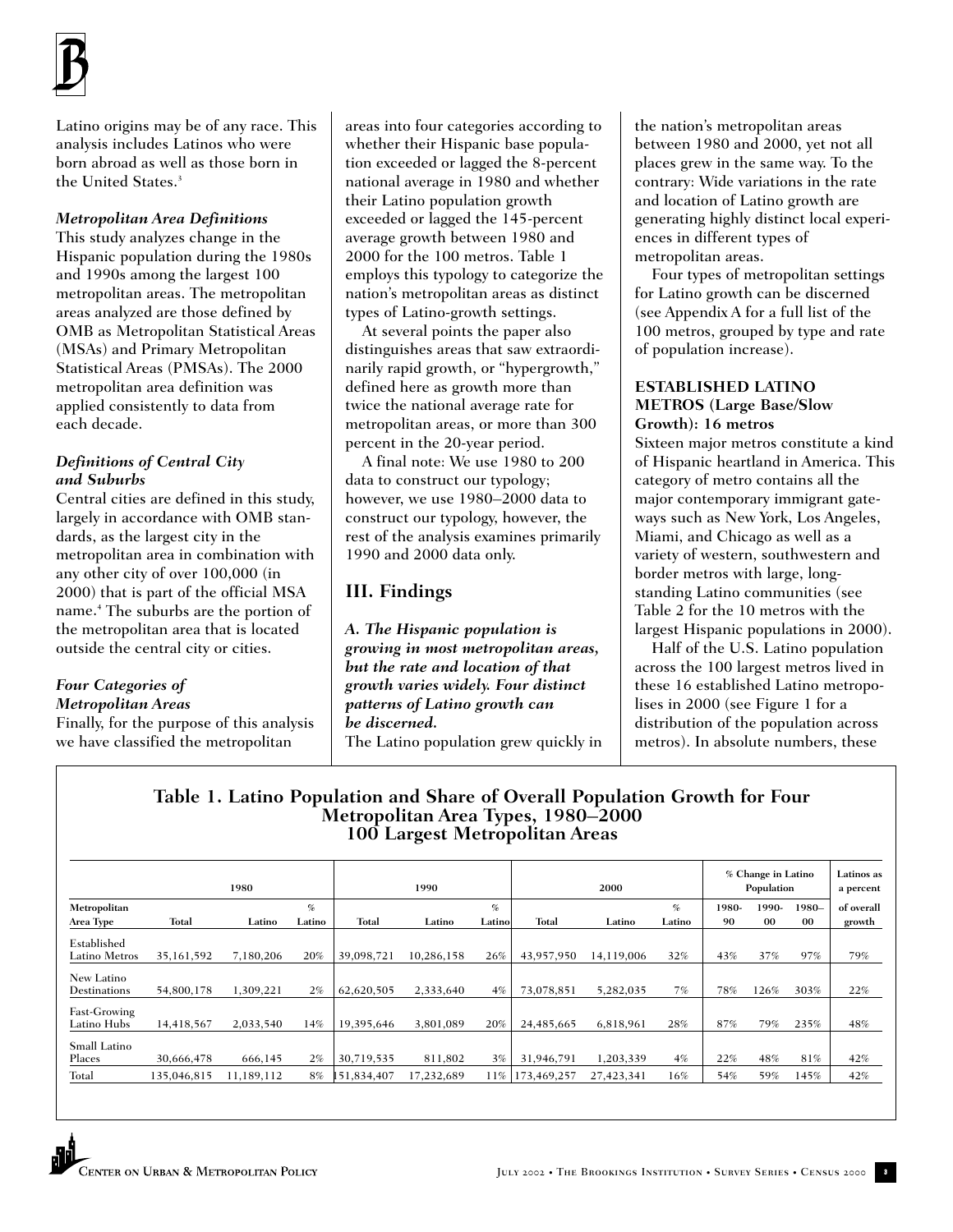Latino origins may be of any race. This analysis includes Latinos who were born abroad as well as those born in the United States.[3]

### *Metropolitan Area Definitions*

This study analyzes change in the Hispanic population during the 1980s and 1990s among the largest 100 metropolitan areas. The metropolitan areas analyzed are those defined by OMB as Metropolitan Statistical Areas (MSAs) and Primary Metropolitan Statistical Areas (PMSAs). The 2000 metropolitan area definition was applied consistently to data from each decade.

### *Definitions of Central City and Suburbs*

Central cities are defined in this study, largely in accordance with OMB standards, as the largest city in the metropolitan area in combination with any other city of over 100,000 (in 2000) that is part of the official MSA name.[4] The suburbs are the portion of the metropolitan area that is located outside the central city or cities.

### *Four Categories of Metropolitan Areas*

Finally, for the purpose of this analysis we have classified the metropolitan areas into four categories according to whether their Hispanic base population exceeded or lagged the 8-percent national average in 1980 and whether their Latino population growth exceeded or lagged the 145-percent average growth between 1980 and 2000 for the 100 metros. Table 1 employs this typology to categorize the nation's metropolitan areas as distinct types of Latino-growth settings.

At several points the paper also distinguishes areas that saw extraordinarily rapid growth, or "hypergrowth," defined here as growth more than twice the national average rate for metropolitan areas, or more than 300 percent in the 20-year period.

A final note: We use 1980 to 200 data to construct our typology; however, we use 1980–2000 data to construct our typology, however, the rest of the analysis examines primarily 1990 and 2000 data only.

## III. Findings

### *A. The Hispanic population is growing in most metropolitan areas, but the rate and location of that growth varies widely. Four distinct patterns of Latino growth can be discerned.*

The Latino population grew quickly in the nation's metropolitan areas between 1980 and 2000, yet not all places grew in the same way. To the contrary: Wide variations in the rate and location of Latino growth are generating highly distinct local experiences in different types of metropolitan areas.

Four types of metropolitan settings for Latino growth can be discerned (see Appendix A for a full list of the 100 metros, grouped by type and rate of population increase).

#### ESTABLISHED LATINO METROS (Large Base/Slow Growth): 16 metros

Sixteen major metros constitute a kind of Hispanic heartland in America. This category of metro contains all the major contemporary immigrant gateways such as New York, Los Angeles, Miami, and Chicago as well as a variety of western, southwestern and border metros with large, longstanding Latino communities (see Table 2 for the 10 metros with the largest Hispanic populations in 2000).

Half of the U.S. Latino population across the 100 largest metros lived in these 16 established Latino metropolises in 2000 (see Figure 1 for a distribution of the population across metros). In absolute numbers, these

**Table 1. Latino Population and Share of Overall Population Growth for Four Metropolitan Area Types, 1980–2000**
**100 Largest Metropolitan Areas**

| | 1980 | | | 1990 | | | 2000 | | | % Change in Latino Population | | | Latinos as a percent |
|---|---|---|---|---|---|---|---|---|---|---|---|---|---|
| Metropolitan Area Type | Total | Latino | % Latino | Total | Latino | % Latino | Total | Latino | % Latino | 1980-90 | 1990-00 | 1980–00 | of overall growth |
| Established Latino Metros | 35,161,592 | 7,180,206 | 20% | 39,098,721 | 10,286,158 | 26% | 43,957,950 | 14,119,006 | 32% | 43% | 37% | 97% | 79% |
| New Latino Destinations | 54,800,178 | 1,309,221 | 2% | 62,620,505 | 2,333,640 | 4% | 73,078,851 | 5,282,035 | 7% | 78% | 126% | 303% | 22% |
| Fast-Growing Latino Hubs | 14,418,567 | 2,033,540 | 14% | 19,395,646 | 3,801,089 | 20% | 24,485,665 | 6,818,961 | 28% | 87% | 79% | 235% | 48% |
| Small Latino Places | 30,666,478 | 666,145 | 2% | 30,719,535 | 811,802 | 3% | 31,946,791 | 1,203,339 | 4% | 22% | 48% | 81% | 42% |
| Total | 135,046,815 | 11,189,112 | 8% | 151,834,407 | 17,232,689 | 11% | 173,469,257 | 27,423,341 | 16% | 54% | 59% | 145% | 42% |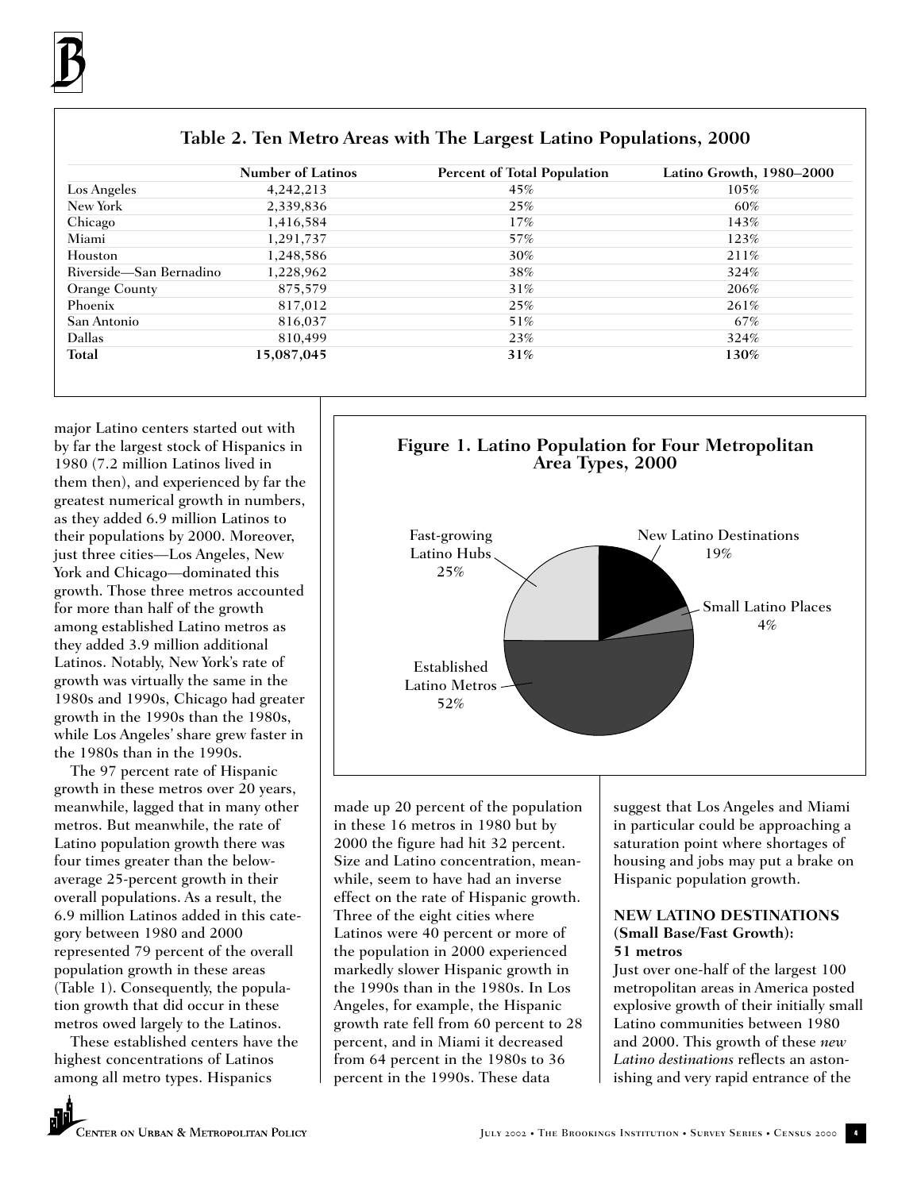**Table 2. Ten Metro Areas with The Largest Latino Populations, 2000**

| | Number of Latinos | Percent of Total Population | Latino Growth, 1980–2000 |
|---|---|---|---|
| Los Angeles | 4,242,213 | 45% | 105% |
| New York | 2,339,836 | 25% | 60% |
| Chicago | 1,416,584 | 17% | 143% |
| Miami | 1,291,737 | 57% | 123% |
| Houston | 1,248,586 | 30% | 211% |
| Riverside—San Bernadino | 1,228,962 | 38% | 324% |
| Orange County | 875,579 | 31% | 206% |
| Phoenix | 817,012 | 25% | 261% |
| San Antonio | 816,037 | 51% | 67% |
| Dallas | 810,499 | 23% | 324% |
| **Total** | **15,087,045** | **31%** | **130%** |

major Latino centers started out with by far the largest stock of Hispanics in 1980 (7.2 million Latinos lived in them then), and experienced by far the greatest numerical growth in numbers, as they added 6.9 million Latinos to their populations by 2000. Moreover, just three cities—Los Angeles, New York and Chicago—dominated this growth. Those three metros accounted for more than half of the growth among established Latino metros as they added 3.9 million additional Latinos. Notably, New York's rate of growth was virtually the same in the 1980s and 1990s, Chicago had greater growth in the 1990s than the 1980s, while Los Angeles' share grew faster in the 1980s than in the 1990s.

The 97 percent rate of Hispanic growth in these metros over 20 years, meanwhile, lagged that in many other metros. But meanwhile, the rate of Latino population growth there was four times greater than the below-average 25-percent growth in their overall populations. As a result, the 6.9 million Latinos added in this category between 1980 and 2000 represented 79 percent of the overall population growth in these areas (Table 1). Consequently, the population growth that did occur in these metros owed largely to the Latinos.

These established centers have the highest concentrations of Latinos among all metro types. Hispanics made up 20 percent of the population in these 16 metros in 1980 but by 2000 the figure had hit 32 percent. Size and Latino concentration, meanwhile, seem to have had an inverse effect on the rate of Hispanic growth. Three of the eight cities where Latinos were 40 percent or more of the population in 2000 experienced markedly slower Hispanic growth in the 1990s than in the 1980s. In Los Angeles, for example, the Hispanic growth rate fell from 60 percent to 28 percent, and in Miami it decreased from 64 percent in the 1980s to 36 percent in the 1990s. These data suggest that Los Angeles and Miami in particular could be approaching a saturation point where shortages of housing and jobs may put a brake on Hispanic population growth.

**Figure 1. Latino Population for Four Metropolitan Area Types, 2000**

| Metropolitan Area Type | Share |
|---|---|
| Established Latino Metros | 52% |
| Fast-growing Latino Hubs | 25% |
| New Latino Destinations | 19% |
| Small Latino Places | 4% |

### NEW LATINO DESTINATIONS (Small Base/Fast Growth): 51 metros

Just over one-half of the largest 100 metropolitan areas in America posted explosive growth of their initially small Latino communities between 1980 and 2000. This growth of these *new Latino destinations* reflects an astonishing and very rapid entrance of the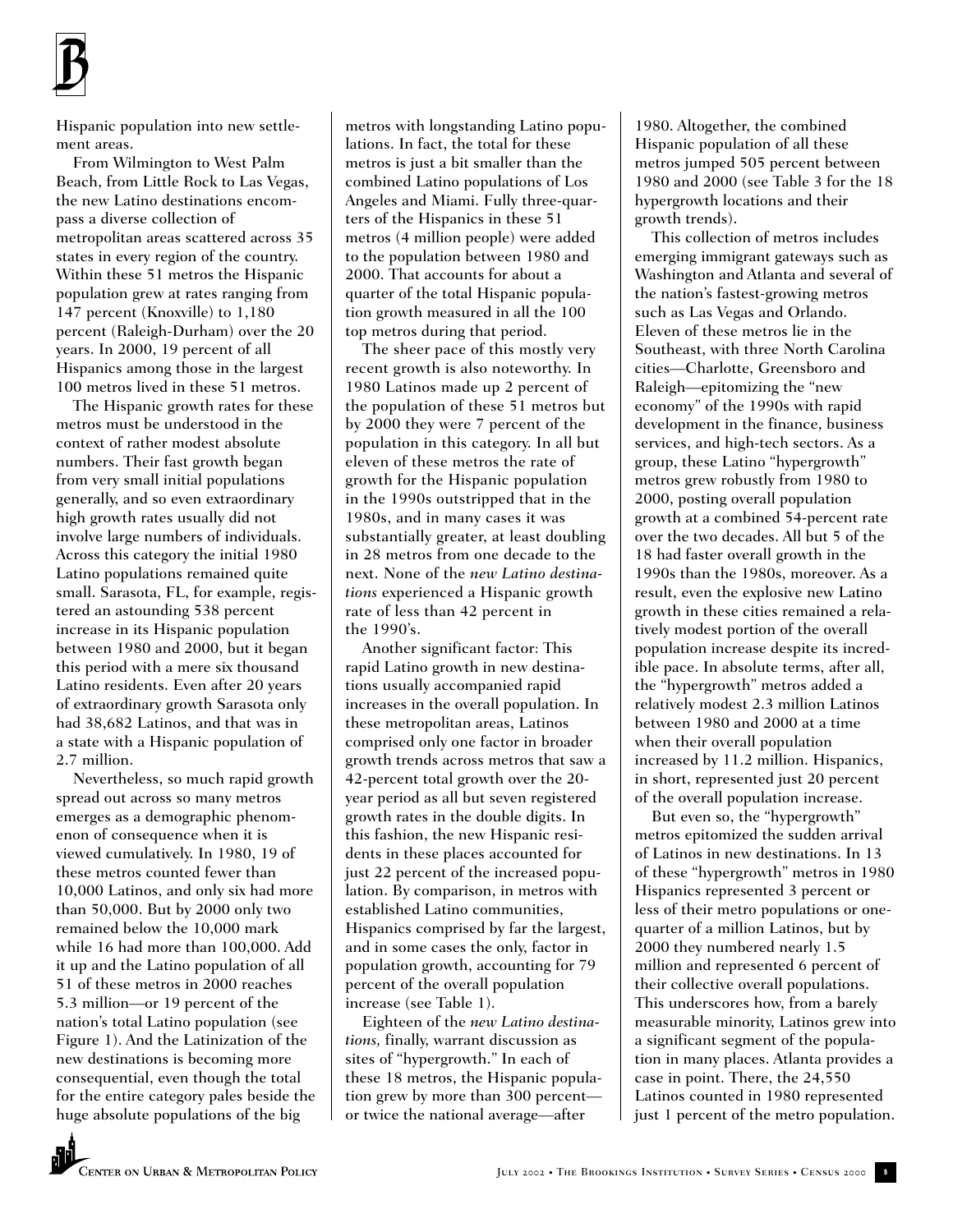Hispanic population into new settlement areas.

From Wilmington to West Palm Beach, from Little Rock to Las Vegas, the new Latino destinations encompass a diverse collection of metropolitan areas scattered across 35 states in every region of the country. Within these 51 metros the Hispanic population grew at rates ranging from 147 percent (Knoxville) to 1,180 percent (Raleigh-Durham) over the 20 years. In 2000, 19 percent of all Hispanics among those in the largest 100 metros lived in these 51 metros.

The Hispanic growth rates for these metros must be understood in the context of rather modest absolute numbers. Their fast growth began from very small initial populations generally, and so even extraordinary high growth rates usually did not involve large numbers of individuals. Across this category the initial 1980 Latino populations remained quite small. Sarasota, FL, for example, registered an astounding 538 percent increase in its Hispanic population between 1980 and 2000, but it began this period with a mere six thousand Latino residents. Even after 20 years of extraordinary growth Sarasota only had 38,682 Latinos, and that was in a state with a Hispanic population of 2.7 million.

Nevertheless, so much rapid growth spread out across so many metros emerges as a demographic phenomenon of consequence when it is viewed cumulatively. In 1980, 19 of these metros counted fewer than 10,000 Latinos, and only six had more than 50,000. But by 2000 only two remained below the 10,000 mark while 16 had more than 100,000. Add it up and the Latino population of all 51 of these metros in 2000 reaches 5.3 million—or 19 percent of the nation's total Latino population (see Figure 1). And the Latinization of the new destinations is becoming more consequential, even though the total for the entire category pales beside the huge absolute populations of the big metros with longstanding Latino populations. In fact, the total for these metros is just a bit smaller than the combined Latino populations of Los Angeles and Miami. Fully three-quarters of the Hispanics in these 51 metros (4 million people) were added to the population between 1980 and 2000. That accounts for about a quarter of the total Hispanic population growth measured in all the 100 top metros during that period.

The sheer pace of this mostly very recent growth is also noteworthy. In 1980 Latinos made up 2 percent of the population of these 51 metros but by 2000 they were 7 percent of the population in this category. In all but eleven of these metros the rate of growth for the Hispanic population in the 1990s outstripped that in the 1980s, and in many cases it was substantially greater, at least doubling in 28 metros from one decade to the next. None of the *new Latino destinations* experienced a Hispanic growth rate of less than 42 percent in the 1990's.

Another significant factor: This rapid Latino growth in new destinations usually accompanied rapid increases in the overall population. In these metropolitan areas, Latinos comprised only one factor in broader growth trends across metros that saw a 42-percent total growth over the 20-year period as all but seven registered growth rates in the double digits. In this fashion, the new Hispanic residents in these places accounted for just 22 percent of the increased population. By comparison, in metros with established Latino communities, Hispanics comprised by far the largest, and in some cases the only, factor in population growth, accounting for 79 percent of the overall population increase (see Table 1).

Eighteen of the *new Latino destinations,* finally, warrant discussion as sites of "hypergrowth." In each of these 18 metros, the Hispanic population grew by more than 300 percent—or twice the national average—after 1980. Altogether, the combined Hispanic population of all these metros jumped 505 percent between 1980 and 2000 (see Table 3 for the 18 hypergrowth locations and their growth trends).

This collection of metros includes emerging immigrant gateways such as Washington and Atlanta and several of the nation's fastest-growing metros such as Las Vegas and Orlando. Eleven of these metros lie in the Southeast, with three North Carolina cities—Charlotte, Greensboro and Raleigh—epitomizing the "new economy" of the 1990s with rapid development in the finance, business services, and high-tech sectors. As a group, these Latino "hypergrowth" metros grew robustly from 1980 to 2000, posting overall population growth at a combined 54-percent rate over the two decades. All but 5 of the 18 had faster overall growth in the 1990s than the 1980s, moreover. As a result, even the explosive new Latino growth in these cities remained a relatively modest portion of the overall population increase despite its incredible pace. In absolute terms, after all, the "hypergrowth" metros added a relatively modest 2.3 million Latinos between 1980 and 2000 at a time when their overall population increased by 11.2 million. Hispanics, in short, represented just 20 percent of the overall population increase.

But even so, the "hypergrowth" metros epitomized the sudden arrival of Latinos in new destinations. In 13 of these "hypergrowth" metros in 1980 Hispanics represented 3 percent or less of their metro populations or one-quarter of a million Latinos, but by 2000 they numbered nearly 1.5 million and represented 6 percent of their collective overall populations. This underscores how, from a barely measurable minority, Latinos grew into a significant segment of the population in many places. Atlanta provides a case in point. There, the 24,550 Latinos counted in 1980 represented just 1 percent of the metro population.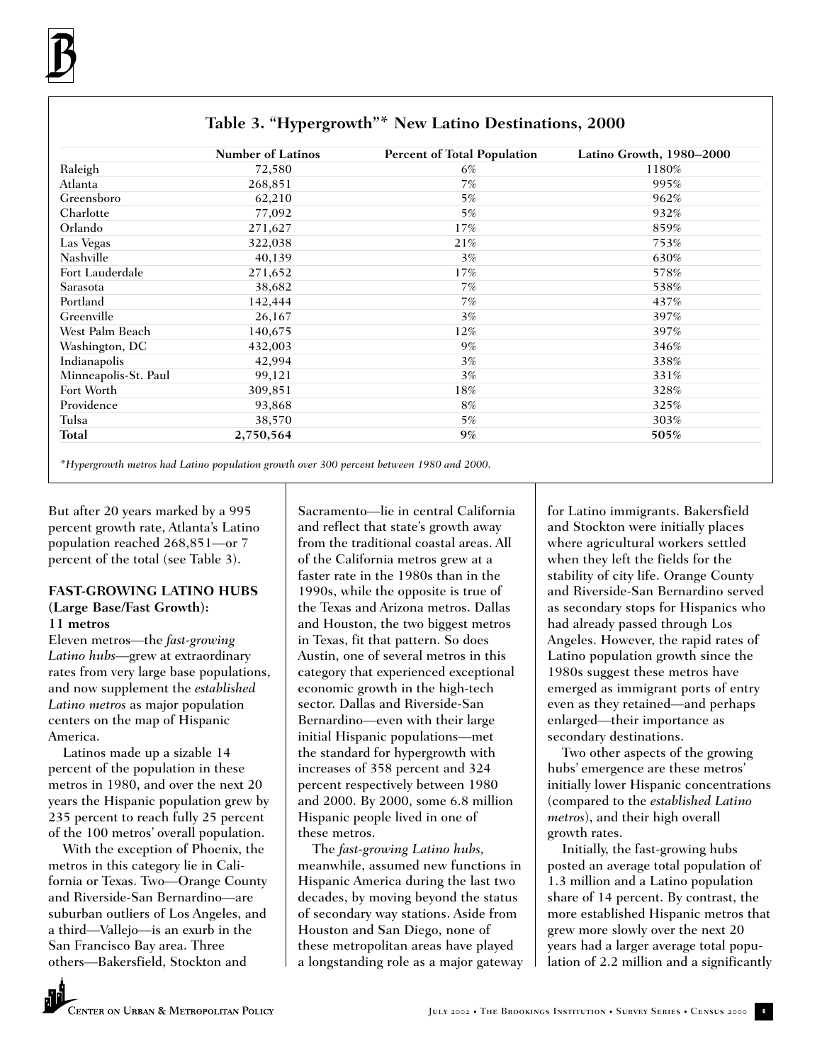## Table 3. "Hypergrowth"* New Latino Destinations, 2000

| | Number of Latinos | Percent of Total Population | Latino Growth, 1980–2000 |
|---|---|---|---|
| Raleigh | 72,580 | 6% | 1180% |
| Atlanta | 268,851 | 7% | 995% |
| Greensboro | 62,210 | 5% | 962% |
| Charlotte | 77,092 | 5% | 932% |
| Orlando | 271,627 | 17% | 859% |
| Las Vegas | 322,038 | 21% | 753% |
| Nashville | 40,139 | 3% | 630% |
| Fort Lauderdale | 271,652 | 17% | 578% |
| Sarasota | 38,682 | 7% | 538% |
| Portland | 142,444 | 7% | 437% |
| Greenville | 26,167 | 3% | 397% |
| West Palm Beach | 140,675 | 12% | 397% |
| Washington, DC | 432,003 | 9% | 346% |
| Indianapolis | 42,994 | 3% | 338% |
| Minneapolis-St. Paul | 99,121 | 3% | 331% |
| Fort Worth | 309,851 | 18% | 328% |
| Providence | 93,868 | 8% | 325% |
| Tulsa | 38,570 | 5% | 303% |
| **Total** | **2,750,564** | **9%** | **505%** |

*\*Hypergrowth metros had Latino population growth over 300 percent between 1980 and 2000.*

But after 20 years marked by a 995 percent growth rate, Atlanta's Latino population reached 268,851—or 7 percent of the total (see Table 3).

### FAST-GROWING LATINO HUBS (Large Base/Fast Growth): 11 metros

Eleven metros—the *fast-growing Latino hubs*—grew at extraordinary rates from very large base populations, and now supplement the *established Latino metros* as major population centers on the map of Hispanic America.

Latinos made up a sizable 14 percent of the population in these metros in 1980, and over the next 20 years the Hispanic population grew by 235 percent to reach fully 25 percent of the 100 metros' overall population.

With the exception of Phoenix, the metros in this category lie in California or Texas. Two—Orange County and Riverside-San Bernardino—are suburban outliers of Los Angeles, and a third—Vallejo—is an exurb in the San Francisco Bay area. Three others—Bakersfield, Stockton and Sacramento—lie in central California and reflect that state's growth away from the traditional coastal areas. All of the California metros grew at a faster rate in the 1980s than in the 1990s, while the opposite is true of the Texas and Arizona metros. Dallas and Houston, the two biggest metros in Texas, fit that pattern. So does Austin, one of several metros in this category that experienced exceptional economic growth in the high-tech sector. Dallas and Riverside-San Bernardino—even with their large initial Hispanic populations—met the standard for hypergrowth with increases of 358 percent and 324 percent respectively between 1980 and 2000. By 2000, some 6.8 million Hispanic people lived in one of these metros.

The *fast-growing Latino hubs,* meanwhile, assumed new functions in Hispanic America during the last two decades, by moving beyond the status of secondary way stations. Aside from Houston and San Diego, none of these metropolitan areas have played a longstanding role as a major gateway for Latino immigrants. Bakersfield and Stockton were initially places where agricultural workers settled when they left the fields for the stability of city life. Orange County and Riverside-San Bernardino served as secondary stops for Hispanics who had already passed through Los Angeles. However, the rapid rates of Latino population growth since the 1980s suggest these metros have emerged as immigrant ports of entry even as they retained—and perhaps enlarged—their importance as secondary destinations.

Two other aspects of the growing hubs' emergence are these metros' initially lower Hispanic concentrations (compared to the *established Latino metros*), and their high overall growth rates.

Initially, the fast-growing hubs posted an average total population of 1.3 million and a Latino population share of 14 percent. By contrast, the more established Hispanic metros that grew more slowly over the next 20 years had a larger average total population of 2.2 million and a significantly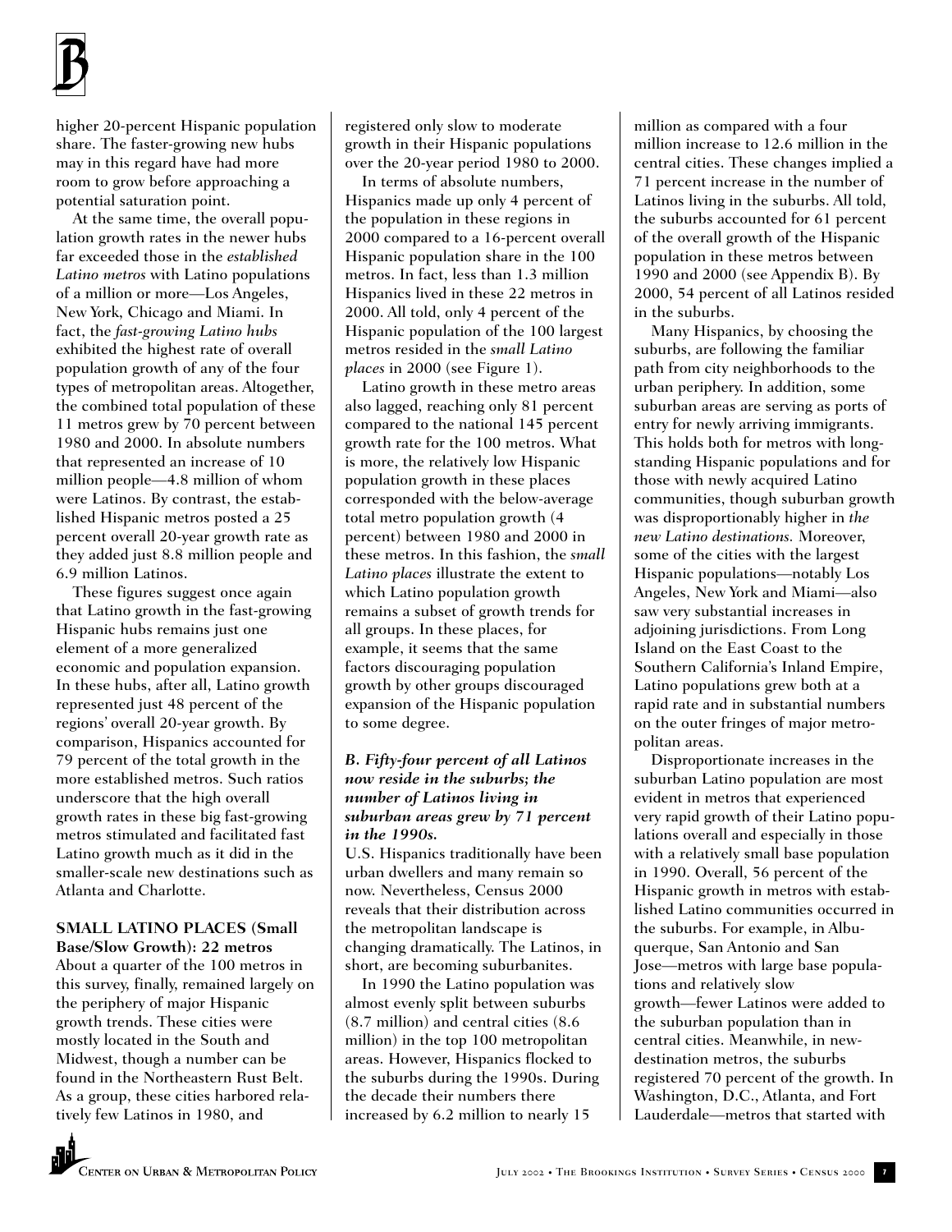higher 20-percent Hispanic population share. The faster-growing new hubs may in this regard have had more room to grow before approaching a potential saturation point.

At the same time, the overall population growth rates in the newer hubs far exceeded those in the *established Latino metros* with Latino populations of a million or more—Los Angeles, New York, Chicago and Miami. In fact, the *fast-growing Latino hubs* exhibited the highest rate of overall population growth of any of the four types of metropolitan areas. Altogether, the combined total population of these 11 metros grew by 70 percent between 1980 and 2000. In absolute numbers that represented an increase of 10 million people—4.8 million of whom were Latinos. By contrast, the established Hispanic metros posted a 25 percent overall 20-year growth rate as they added just 8.8 million people and 6.9 million Latinos.

These figures suggest once again that Latino growth in the fast-growing Hispanic hubs remains just one element of a more generalized economic and population expansion. In these hubs, after all, Latino growth represented just 48 percent of the regions' overall 20-year growth. By comparison, Hispanics accounted for 79 percent of the total growth in the more established metros. Such ratios underscore that the high overall growth rates in these big fast-growing metros stimulated and facilitated fast Latino growth much as it did in the smaller-scale new destinations such as Atlanta and Charlotte.

**SMALL LATINO PLACES (Small Base/Slow Growth): 22 metros**

About a quarter of the 100 metros in this survey, finally, remained largely on the periphery of major Hispanic growth trends. These cities were mostly located in the South and Midwest, though a number can be found in the Northeastern Rust Belt. As a group, these cities harbored relatively few Latinos in 1980, and registered only slow to moderate growth in their Hispanic populations over the 20-year period 1980 to 2000.

In terms of absolute numbers, Hispanics made up only 4 percent of the population in these regions in 2000 compared to a 16-percent overall Hispanic population share in the 100 metros. In fact, less than 1.3 million Hispanics lived in these 22 metros in 2000. All told, only 4 percent of the Hispanic population of the 100 largest metros resided in the *small Latino places* in 2000 (see Figure 1).

Latino growth in these metro areas also lagged, reaching only 81 percent compared to the national 145 percent growth rate for the 100 metros. What is more, the relatively low Hispanic population growth in these places corresponded with the below-average total metro population growth (4 percent) between 1980 and 2000 in these metros. In this fashion, the *small Latino places* illustrate the extent to which Latino population growth remains a subset of growth trends for all groups. In these places, for example, it seems that the same factors discouraging population growth by other groups discouraged expansion of the Hispanic population to some degree.

***B. Fifty-four percent of all Latinos now reside in the suburbs; the number of Latinos living in suburban areas grew by 71 percent in the 1990s.***

U.S. Hispanics traditionally have been urban dwellers and many remain so now. Nevertheless, Census 2000 reveals that their distribution across the metropolitan landscape is changing dramatically. The Latinos, in short, are becoming suburbanites.

In 1990 the Latino population was almost evenly split between suburbs (8.7 million) and central cities (8.6 million) in the top 100 metropolitan areas. However, Hispanics flocked to the suburbs during the 1990s. During the decade their numbers there increased by 6.2 million to nearly 15 million as compared with a four million increase to 12.6 million in the central cities. These changes implied a 71 percent increase in the number of Latinos living in the suburbs. All told, the suburbs accounted for 61 percent of the overall growth of the Hispanic population in these metros between 1990 and 2000 (see Appendix B). By 2000, 54 percent of all Latinos resided in the suburbs.

Many Hispanics, by choosing the suburbs, are following the familiar path from city neighborhoods to the urban periphery. In addition, some suburban areas are serving as ports of entry for newly arriving immigrants. This holds both for metros with long-standing Hispanic populations and for those with newly acquired Latino communities, though suburban growth was disproportionably higher in *the new Latino destinations.* Moreover, some of the cities with the largest Hispanic populations—notably Los Angeles, New York and Miami—also saw very substantial increases in adjoining jurisdictions. From Long Island on the East Coast to the Southern California's Inland Empire, Latino populations grew both at a rapid rate and in substantial numbers on the outer fringes of major metropolitan areas.

Disproportionate increases in the suburban Latino population are most evident in metros that experienced very rapid growth of their Latino populations overall and especially in those with a relatively small base population in 1990. Overall, 56 percent of the Hispanic growth in metros with established Latino communities occurred in the suburbs. For example, in Albuquerque, San Antonio and San Jose—metros with large base populations and relatively slow growth—fewer Latinos were added to the suburban population than in central cities. Meanwhile, in new-destination metros, the suburbs registered 70 percent of the growth. In Washington, D.C., Atlanta, and Fort Lauderdale—metros that started with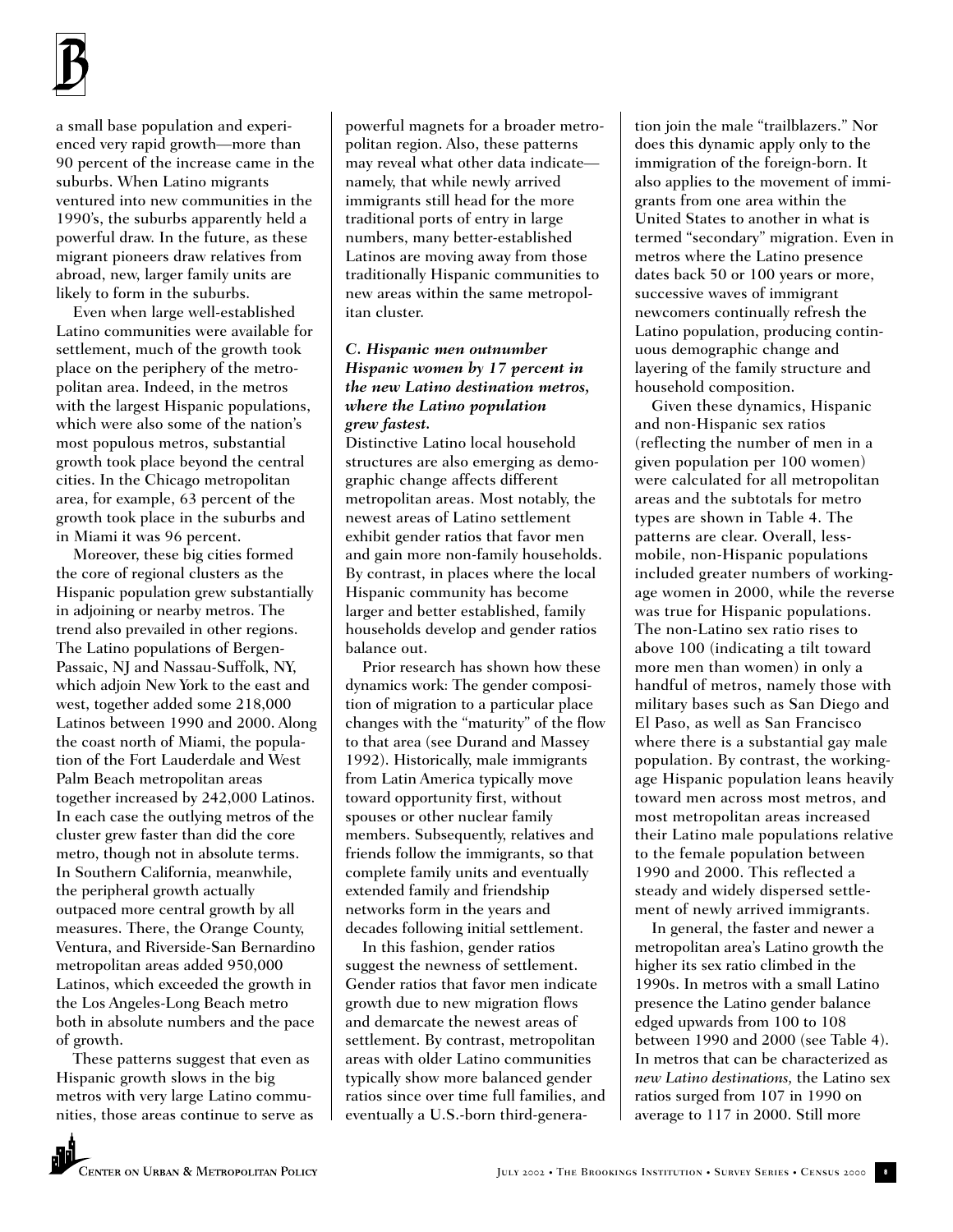a small base population and experienced very rapid growth—more than 90 percent of the increase came in the suburbs. When Latino migrants ventured into new communities in the 1990's, the suburbs apparently held a powerful draw. In the future, as these migrant pioneers draw relatives from abroad, new, larger family units are likely to form in the suburbs.

Even when large well-established Latino communities were available for settlement, much of the growth took place on the periphery of the metropolitan area. Indeed, in the metros with the largest Hispanic populations, which were also some of the nation's most populous metros, substantial growth took place beyond the central cities. In the Chicago metropolitan area, for example, 63 percent of the growth took place in the suburbs and in Miami it was 96 percent.

Moreover, these big cities formed the core of regional clusters as the Hispanic population grew substantially in adjoining or nearby metros. The trend also prevailed in other regions. The Latino populations of Bergen-Passaic, NJ and Nassau-Suffolk, NY, which adjoin New York to the east and west, together added some 218,000 Latinos between 1990 and 2000. Along the coast north of Miami, the population of the Fort Lauderdale and West Palm Beach metropolitan areas together increased by 242,000 Latinos. In each case the outlying metros of the cluster grew faster than did the core metro, though not in absolute terms. In Southern California, meanwhile, the peripheral growth actually outpaced more central growth by all measures. There, the Orange County, Ventura, and Riverside-San Bernardino metropolitan areas added 950,000 Latinos, which exceeded the growth in the Los Angeles-Long Beach metro both in absolute numbers and the pace of growth.

These patterns suggest that even as Hispanic growth slows in the big metros with very large Latino communities, those areas continue to serve as powerful magnets for a broader metropolitan region. Also, these patterns may reveal what other data indicate—namely, that while newly arrived immigrants still head for the more traditional ports of entry in large numbers, many better-established Latinos are moving away from those traditionally Hispanic communities to new areas within the same metropolitan cluster.

### *C. Hispanic men outnumber Hispanic women by 17 percent in the new Latino destination metros, where the Latino population grew fastest.*

Distinctive Latino local household structures are also emerging as demographic change affects different metropolitan areas. Most notably, the newest areas of Latino settlement exhibit gender ratios that favor men and gain more non-family households. By contrast, in places where the local Hispanic community has become larger and better established, family households develop and gender ratios balance out.

Prior research has shown how these dynamics work: The gender composition of migration to a particular place changes with the "maturity" of the flow to that area (see Durand and Massey 1992). Historically, male immigrants from Latin America typically move toward opportunity first, without spouses or other nuclear family members. Subsequently, relatives and friends follow the immigrants, so that complete family units and eventually extended family and friendship networks form in the years and decades following initial settlement.

In this fashion, gender ratios suggest the newness of settlement. Gender ratios that favor men indicate growth due to new migration flows and demarcate the newest areas of settlement. By contrast, metropolitan areas with older Latino communities typically show more balanced gender ratios since over time full families, and eventually a U.S.-born third-generation join the male "trailblazers." Nor does this dynamic apply only to the immigration of the foreign-born. It also applies to the movement of immigrants from one area within the United States to another in what is termed "secondary" migration. Even in metros where the Latino presence dates back 50 or 100 years or more, successive waves of immigrant newcomers continually refresh the Latino population, producing continuous demographic change and layering of the family structure and household composition.

Given these dynamics, Hispanic and non-Hispanic sex ratios (reflecting the number of men in a given population per 100 women) were calculated for all metropolitan areas and the subtotals for metro types are shown in Table 4. The patterns are clear. Overall, less-mobile, non-Hispanic populations included greater numbers of working-age women in 2000, while the reverse was true for Hispanic populations. The non-Latino sex ratio rises to above 100 (indicating a tilt toward more men than women) in only a handful of metros, namely those with military bases such as San Diego and El Paso, as well as San Francisco where there is a substantial gay male population. By contrast, the working-age Hispanic population leans heavily toward men across most metros, and most metropolitan areas increased their Latino male populations relative to the female population between 1990 and 2000. This reflected a steady and widely dispersed settlement of newly arrived immigrants.

In general, the faster and newer a metropolitan area's Latino growth the higher its sex ratio climbed in the 1990s. In metros with a small Latino presence the Latino gender balance edged upwards from 100 to 108 between 1990 and 2000 (see Table 4). In metros that can be characterized as *new Latino destinations,* the Latino sex ratios surged from 107 in 1990 on average to 117 in 2000. Still more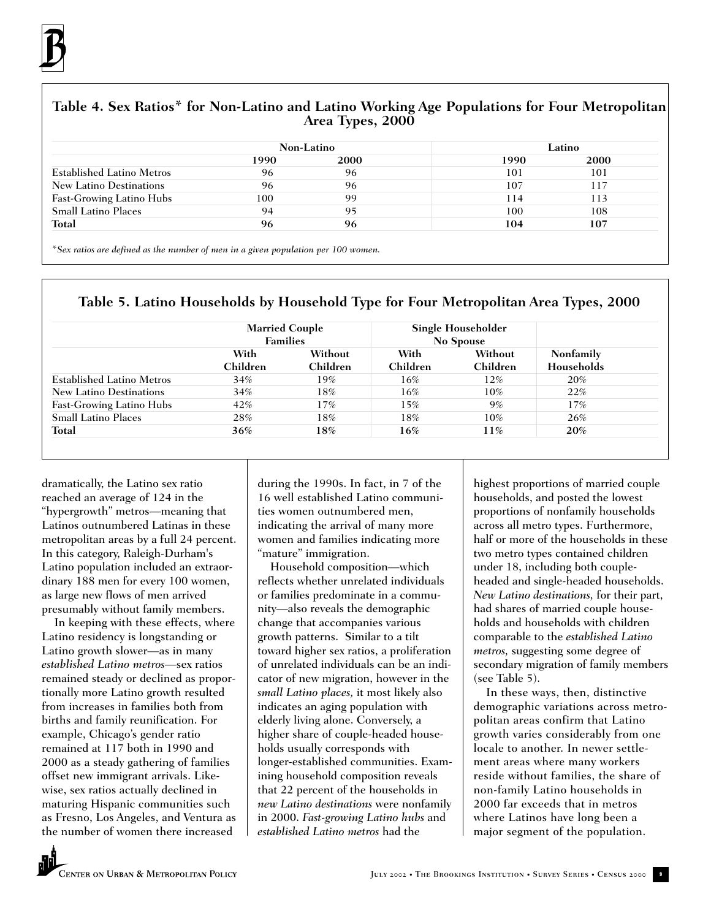**Table 4. Sex Ratios* for Non-Latino and Latino Working Age Populations for Four Metropolitan Area Types, 2000**

| | Non-Latino | | Latino | |
|---|---|---|---|---|
| | 1990 | 2000 | 1990 | 2000 |
| Established Latino Metros | 96 | 96 | 101 | 101 |
| New Latino Destinations | 96 | 96 | 107 | 117 |
| Fast-Growing Latino Hubs | 100 | 99 | 114 | 113 |
| Small Latino Places | 94 | 95 | 100 | 108 |
| **Total** | **96** | **96** | **104** | **107** |

*\*Sex ratios are defined as the number of men in a given population per 100 women.*

**Table 5. Latino Households by Household Type for Four Metropolitan Area Types, 2000**

| | Married Couple Families | | Single Householder No Spouse | | |
|---|---|---|---|---|---|
| | With Children | Without Children | With Children | Without Children | Nonfamily Households |
| Established Latino Metros | 34% | 19% | 16% | 12% | 20% |
| New Latino Destinations | 34% | 18% | 16% | 10% | 22% |
| Fast-Growing Latino Hubs | 42% | 17% | 15% | 9% | 17% |
| Small Latino Places | 28% | 18% | 18% | 10% | 26% |
| **Total** | **36%** | **18%** | **16%** | **11%** | **20%** |

dramatically, the Latino sex ratio reached an average of 124 in the "hypergrowth" metros—meaning that Latinos outnumbered Latinas in these metropolitan areas by a full 24 percent. In this category, Raleigh-Durham's Latino population included an extraordinary 188 men for every 100 women, as large new flows of men arrived presumably without family members.

In keeping with these effects, where Latino residency is longstanding or Latino growth slower—as in many *established Latino metros*—sex ratios remained steady or declined as proportionally more Latino growth resulted from increases in families both from births and family reunification. For example, Chicago's gender ratio remained at 117 both in 1990 and 2000 as a steady gathering of families offset new immigrant arrivals. Likewise, sex ratios actually declined in maturing Hispanic communities such as Fresno, Los Angeles, and Ventura as the number of women there increased during the 1990s. In fact, in 7 of the 16 well established Latino communities women outnumbered men, indicating the arrival of many more women and families indicating more "mature" immigration.

Household composition—which reflects whether unrelated individuals or families predominate in a community—also reveals the demographic change that accompanies various growth patterns. Similar to a tilt toward higher sex ratios, a proliferation of unrelated individuals can be an indicator of new migration, however in the *small Latino places,* it most likely also indicates an aging population with elderly living alone. Conversely, a higher share of couple-headed households usually corresponds with longer-established communities. Examining household composition reveals that 22 percent of the households in *new Latino destinations* were nonfamily in 2000. *Fast-growing Latino hubs* and *established Latino metros* had the highest proportions of married couple households, and posted the lowest proportions of nonfamily households across all metro types. Furthermore, half or more of the households in these two metro types contained children under 18, including both couple-headed and single-headed households. *New Latino destinations,* for their part, had shares of married couple households and households with children comparable to the *established Latino metros,* suggesting some degree of secondary migration of family members (see Table 5).

In these ways, then, distinctive demographic variations across metropolitan areas confirm that Latino growth varies considerably from one locale to another. In newer settlement areas where many workers reside without families, the share of non-family Latino households in 2000 far exceeds that in metros where Latinos have long been a major segment of the population.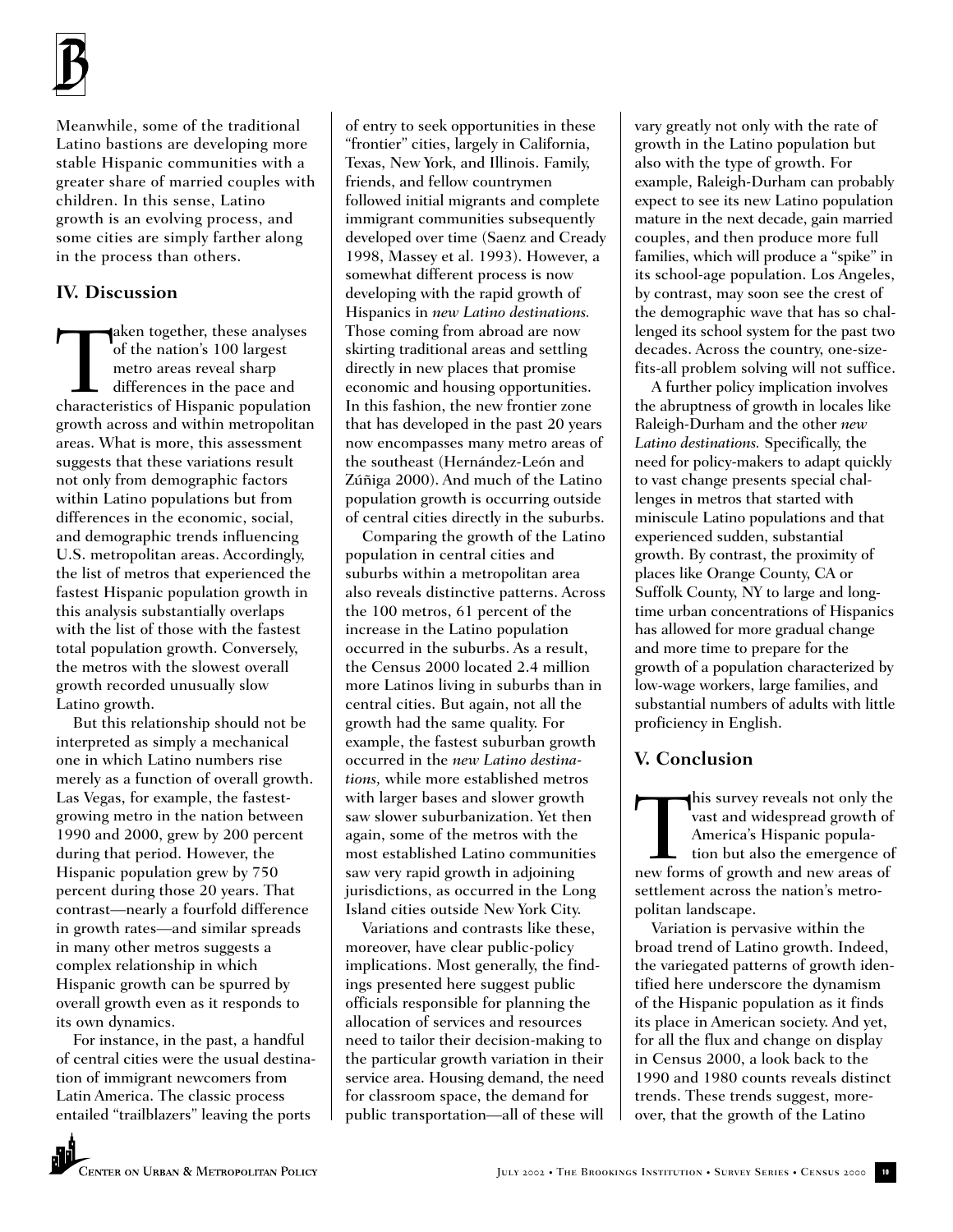Meanwhile, some of the traditional Latino bastions are developing more stable Hispanic communities with a greater share of married couples with children. In this sense, Latino growth is an evolving process, and some cities are simply farther along in the process than others.

## IV. Discussion

Taken together, these analyses of the nation's 100 largest metro areas reveal sharp differences in the pace and characteristics of Hispanic population growth across and within metropolitan areas. What is more, this assessment suggests that these variations result not only from demographic factors within Latino populations but from differences in the economic, social, and demographic trends influencing U.S. metropolitan areas. Accordingly, the list of metros that experienced the fastest Hispanic population growth in this analysis substantially overlaps with the list of those with the fastest total population growth. Conversely, the metros with the slowest overall growth recorded unusually slow Latino growth.

But this relationship should not be interpreted as simply a mechanical one in which Latino numbers rise merely as a function of overall growth. Las Vegas, for example, the fastest-growing metro in the nation between 1990 and 2000, grew by 200 percent during that period. However, the Hispanic population grew by 750 percent during those 20 years. That contrast—nearly a fourfold difference in growth rates—and similar spreads in many other metros suggests a complex relationship in which Hispanic growth can be spurred by overall growth even as it responds to its own dynamics.

For instance, in the past, a handful of central cities were the usual destination of immigrant newcomers from Latin America. The classic process entailed "trailblazers" leaving the ports of entry to seek opportunities in these "frontier" cities, largely in California, Texas, New York, and Illinois. Family, friends, and fellow countrymen followed initial migrants and complete immigrant communities subsequently developed over time (Saenz and Cready 1998, Massey et al. 1993). However, a somewhat different process is now developing with the rapid growth of Hispanics in *new Latino destinations.* Those coming from abroad are now skirting traditional areas and settling directly in new places that promise economic and housing opportunities. In this fashion, the new frontier zone that has developed in the past 20 years now encompasses many metro areas of the southeast (Hernández-León and Zúñiga 2000). And much of the Latino population growth is occurring outside of central cities directly in the suburbs.

Comparing the growth of the Latino population in central cities and suburbs within a metropolitan area also reveals distinctive patterns. Across the 100 metros, 61 percent of the increase in the Latino population occurred in the suburbs. As a result, the Census 2000 located 2.4 million more Latinos living in suburbs than in central cities. But again, not all the growth had the same quality. For example, the fastest suburban growth occurred in the *new Latino destinations,* while more established metros with larger bases and slower growth saw slower suburbanization. Yet then again, some of the metros with the most established Latino communities saw very rapid growth in adjoining jurisdictions, as occurred in the Long Island cities outside New York City.

Variations and contrasts like these, moreover, have clear public-policy implications. Most generally, the findings presented here suggest public officials responsible for planning the allocation of services and resources need to tailor their decision-making to the particular growth variation in their service area. Housing demand, the need for classroom space, the demand for public transportation—all of these will vary greatly not only with the rate of growth in the Latino population but also with the type of growth. For example, Raleigh-Durham can probably expect to see its new Latino population mature in the next decade, gain married couples, and then produce more full families, which will produce a "spike" in its school-age population. Los Angeles, by contrast, may soon see the crest of the demographic wave that has so challenged its school system for the past two decades. Across the country, one-size-fits-all problem solving will not suffice.

A further policy implication involves the abruptness of growth in locales like Raleigh-Durham and the other *new Latino destinations.* Specifically, the need for policy-makers to adapt quickly to vast change presents special challenges in metros that started with miniscule Latino populations and that experienced sudden, substantial growth. By contrast, the proximity of places like Orange County, CA or Suffolk County, NY to large and long-time urban concentrations of Hispanics has allowed for more gradual change and more time to prepare for the growth of a population characterized by low-wage workers, large families, and substantial numbers of adults with little proficiency in English.

## V. Conclusion

This survey reveals not only the vast and widespread growth of America's Hispanic population but also the emergence of new forms of growth and new areas of settlement across the nation's metropolitan landscape.

Variation is pervasive within the broad trend of Latino growth. Indeed, the variegated patterns of growth identified here underscore the dynamism of the Hispanic population as it finds its place in American society. And yet, for all the flux and change on display in Census 2000, a look back to the 1990 and 1980 counts reveals distinct trends. These trends suggest, moreover, that the growth of the Latino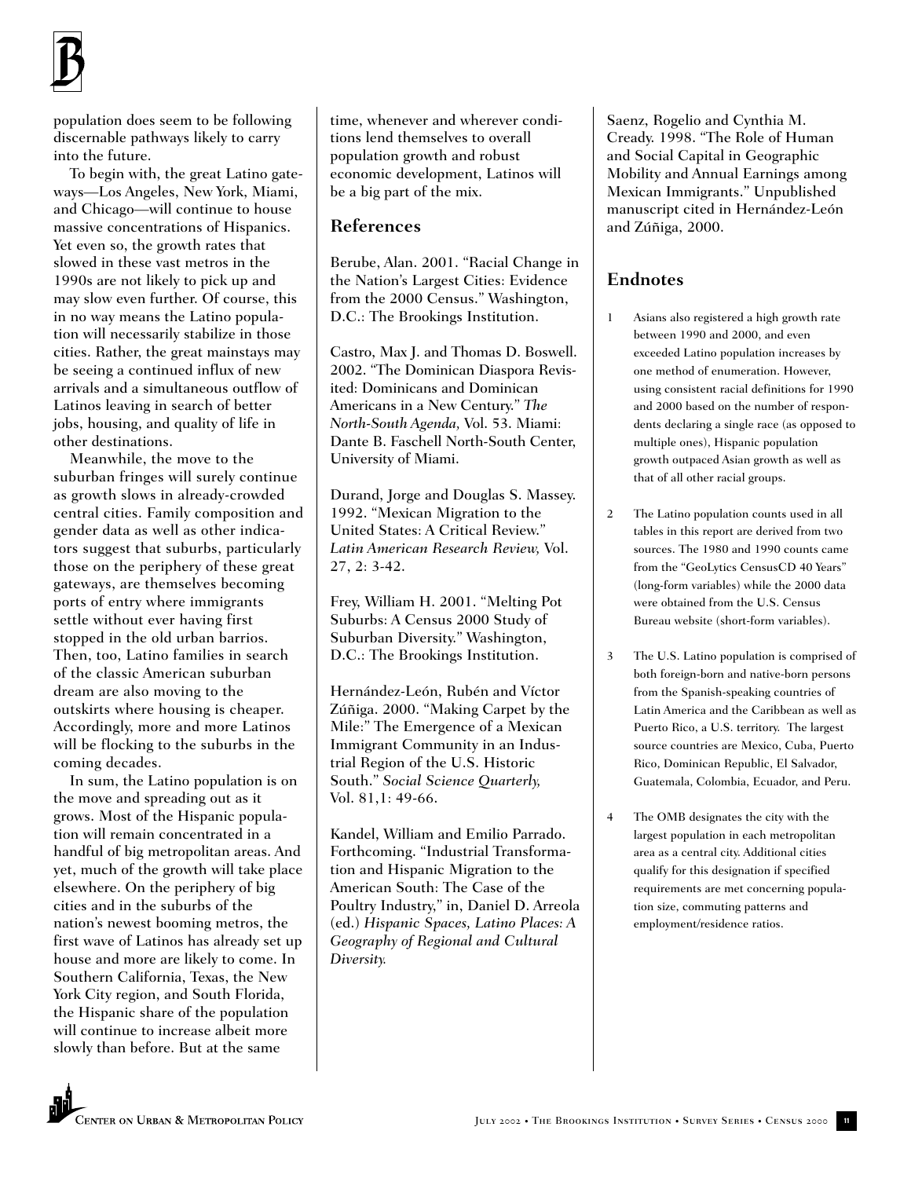population does seem to be following discernable pathways likely to carry into the future.

To begin with, the great Latino gateways—Los Angeles, New York, Miami, and Chicago—will continue to house massive concentrations of Hispanics. Yet even so, the growth rates that slowed in these vast metros in the 1990s are not likely to pick up and may slow even further. Of course, this in no way means the Latino population in those cities will necessarily stabilize in those cities. Rather, the great mainstays may be seeing a continued influx of new arrivals and a simultaneous outflow of Latinos leaving in search of better jobs, housing, and quality of life in other destinations.

Meanwhile, the move to the suburban fringes will surely continue as growth slows in already-crowded central cities. Family composition and gender data as well as other indicators suggest that suburbs, particularly those on the periphery of these great gateways, are themselves becoming ports of entry where immigrants settle without ever having first stopped in the old urban barrios. Then, too, Latino families in search of the classic American suburban dream are also moving to the outskirts where housing is cheaper. Accordingly, more and more Latinos will be flocking to the suburbs in the coming decades.

In sum, the Latino population is on the move and spreading out as it grows. Most of the Hispanic population will remain concentrated in a handful of big metropolitan areas. And yet, much of the growth will take place elsewhere. On the periphery of big cities and in the suburbs of the nation's newest booming metros, the first wave of Latinos has already set up house and more are likely to come. In Southern California, Texas, the New York City region, and South Florida, the Hispanic share of the population will continue to increase albeit more slowly than before. But at the same time, whenever and wherever conditions lend themselves to overall population growth and robust economic development, Latinos will be a big part of the mix.

## References

Berube, Alan. 2001. "Racial Change in the Nation's Largest Cities: Evidence from the 2000 Census." Washington, D.C.: The Brookings Institution.

Castro, Max J. and Thomas D. Boswell. 2002. "The Dominican Diaspora Revisited: Dominicans and Dominican Americans in a New Century." *The North-South Agenda,* Vol. 53. Miami: Dante B. Faschell North-South Center, University of Miami.

Durand, Jorge and Douglas S. Massey. 1992. "Mexican Migration to the United States: A Critical Review." *Latin American Research Review,* Vol. 27, 2: 3-42.

Frey, William H. 2001. "Melting Pot Suburbs: A Census 2000 Study of Suburban Diversity." Washington, D.C.: The Brookings Institution.

Hernández-León, Rubén and Víctor Zúñiga. 2000. "Making Carpet by the Mile:" The Emergence of a Mexican Immigrant Community in an Industrial Region of the U.S. Historic South." *Social Science Quarterly,* Vol. 81,1: 49-66.

Kandel, William and Emilio Parrado. Forthcoming. "Industrial Transformation and Hispanic Migration to the American South: The Case of the Poultry Industry," in, Daniel D. Arreola (ed.) *Hispanic Spaces, Latino Places: A Geography of Regional and Cultural Diversity.*

Saenz, Rogelio and Cynthia M. Cready. 1998. "The Role of Human and Social Capital in Geographic Mobility and Annual Earnings among Mexican Immigrants." Unpublished manuscript cited in Hernández-León and Zúñiga, 2000.

## Endnotes

1. Asians also registered a high growth rate between 1990 and 2000, and even exceeded Latino population increases by one method of enumeration. However, using consistent racial definitions for 1990 and 2000 based on the number of respondents declaring a single race (as opposed to multiple ones), Hispanic population growth outpaced Asian growth as well as that of all other racial groups.

2. The Latino population counts used in all tables in this report are derived from two sources. The 1980 and 1990 counts came from the "GeoLytics CensusCD 40 Years" (long-form variables) while the 2000 data were obtained from the U.S. Census Bureau website (short-form variables).

3. The U.S. Latino population is comprised of both foreign-born and native-born persons from the Spanish-speaking countries of Latin America and the Caribbean as well as Puerto Rico, a U.S. territory. The largest source countries are Mexico, Cuba, Puerto Rico, Dominican Republic, El Salvador, Guatemala, Colombia, Ecuador, and Peru.

4. The OMB designates the city with the largest population in each metropolitan area as a central city. Additional cities qualify for this designation if specified requirements are met concerning population size, commuting patterns and employment/residence ratios.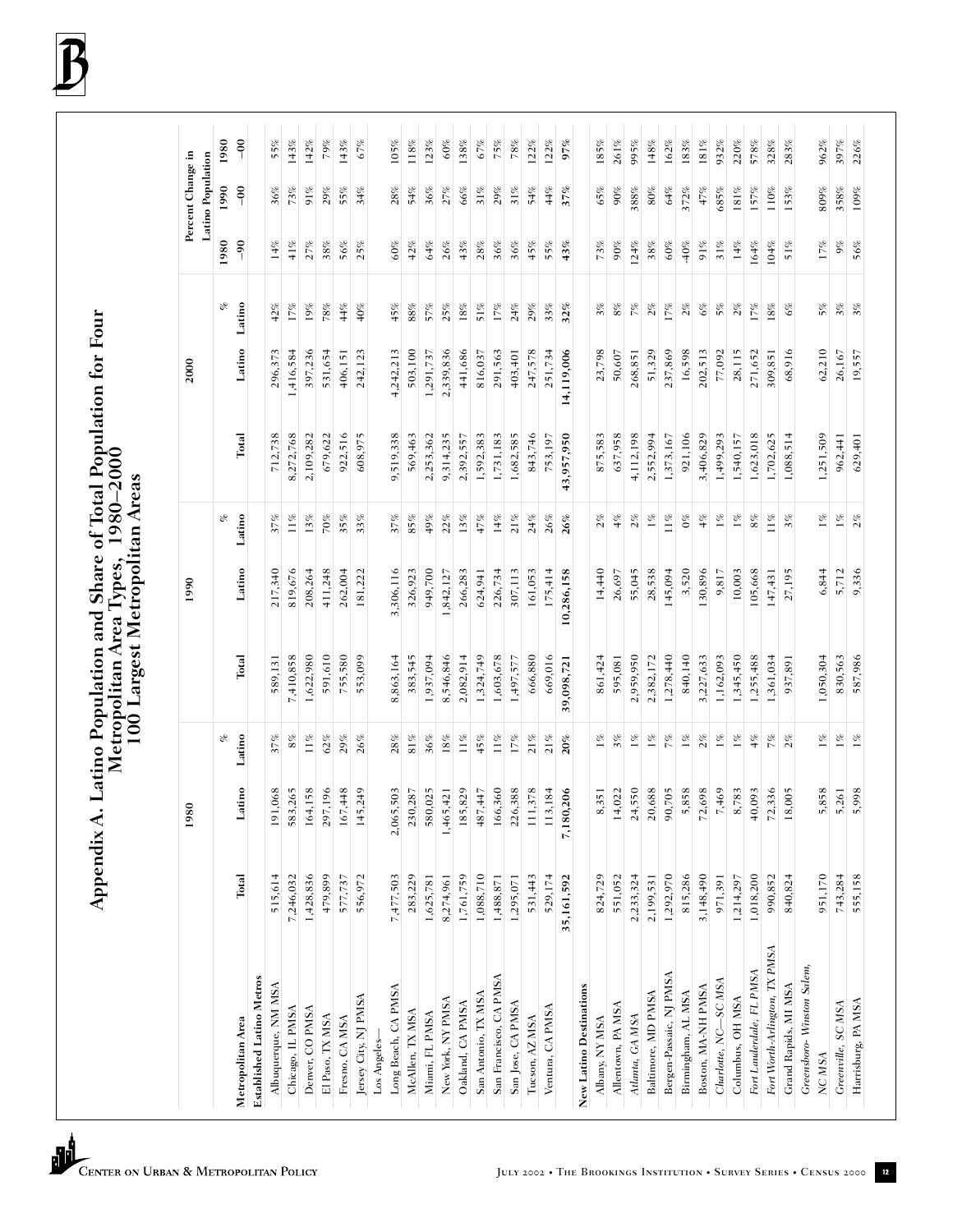# Appendix A. Latino Population and Share of Total Population for Four Metropolitan Area Types, 1980–2000 100 Largest Metropolitan Areas

| Metropolitan Area | 1980 Total | 1980 Latino | 1980 % Latino | 1990 Total | 1990 Latino | 1990 % Latino | 2000 Total | 2000 Latino | 2000 % Latino | Percent Change in Latino Population 1980–90 | 1990–00 | 1980–00 |
|---|---|---|---|---|---|---|---|---|---|---|---|---|
| **Established Latino Metros** | | | | | | | | | | | | |
| Albuquerque, NM MSA | 515,614 | 191,068 | 37% | 589,131 | 217,340 | 37% | 712,738 | 296,373 | 42% | 14% | 36% | 55% |
| Chicago, IL PMSA | 7,246,032 | 583,265 | 8% | 7,410,858 | 819,676 | 11% | 8,272,768 | 1,416,584 | 17% | 41% | 73% | 143% |
| Denver, CO PMSA | 1,428,836 | 164,158 | 11% | 1,622,980 | 208,264 | 13% | 2,109,282 | 397,236 | 19% | 27% | 91% | 142% |
| El Paso, TX MSA | 479,899 | 297,196 | 62% | 591,610 | 411,248 | 70% | 679,622 | 531,654 | 78% | 38% | 29% | 79% |
| Fresno, CA MSA | 577,737 | 167,448 | 29% | 755,580 | 262,004 | 35% | 922,516 | 406,151 | 44% | 56% | 55% | 143% |
| Jersey City, NJ PMSA | 556,972 | 145,249 | 26% | 553,099 | 181,222 | 33% | 608,975 | 242,123 | 40% | 25% | 34% | 67% |
| Los Angeles—Long Beach, CA PMSA | 7,477,503 | 2,065,503 | 28% | 8,863,164 | 3,306,116 | 37% | 9,519,338 | 4,242,213 | 45% | 60% | 28% | 105% |
| McAllen, TX MSA | 283,229 | 230,287 | 81% | 383,545 | 326,923 | 85% | 569,463 | 503,100 | 88% | 42% | 54% | 118% |
| Miami, FL PMSA | 1,625,781 | 580,025 | 36% | 1,937,094 | 949,700 | 49% | 2,253,362 | 1,291,737 | 57% | 64% | 36% | 123% |
| New York, NY PMSA | 8,274,961 | 1,465,421 | 18% | 8,546,846 | 1,842,127 | 22% | 9,314,235 | 2,339,836 | 25% | 26% | 27% | 60% |
| Oakland, CA PMSA | 1,761,759 | 185,829 | 11% | 2,082,914 | 266,283 | 13% | 2,392,557 | 441,686 | 18% | 43% | 66% | 138% |
| San Antonio, TX MSA | 1,088,710 | 487,447 | 45% | 1,324,749 | 624,941 | 47% | 1,592,383 | 816,037 | 51% | 28% | 31% | 67% |
| San Francisco, CA PMSA | 1,488,871 | 166,360 | 11% | 1,603,678 | 226,734 | 14% | 1,731,183 | 291,563 | 17% | 36% | 29% | 75% |
| San Jose, CA PMSA | 1,295,071 | 226,388 | 17% | 1,497,577 | 307,113 | 21% | 1,682,585 | 403,401 | 24% | 36% | 31% | 78% |
| Tucson, AZ MSA | 531,443 | 111,378 | 21% | 666,880 | 161,053 | 24% | 843,746 | 247,578 | 29% | 45% | 54% | 122% |
| Ventura, CA PMSA | 529,174 | 113,184 | 21% | 669,016 | 175,414 | 26% | 753,197 | 251,734 | 33% | 55% | 44% | 122% |
| | **35,161,592** | **7,180,206** | **20%** | **39,098,721** | **10,286,158** | **26%** | **43,957,950** | **14,119,006** | **32%** | **43%** | **37%** | **97%** |
| **New Latino Destinations** | | | | | | | | | | | | |
| Albany, NY MSA | 824,729 | 8,351 | 1% | 861,424 | 14,440 | 2% | 875,583 | 23,798 | 3% | 73% | 65% | 185% |
| Allentown, PA MSA | 551,052 | 14,022 | 3% | 595,081 | 26,697 | 4% | 637,958 | 50,607 | 8% | 90% | 90% | 261% |
| *Atlanta, GA MSA* | 2,233,324 | 24,550 | 1% | 2,959,950 | 55,045 | 2% | 4,112,198 | 268,851 | 7% | 124% | 388% | 995% |
| Baltimore, MD PMSA | 2,199,531 | 20,688 | 1% | 2,382,172 | 28,538 | 1% | 2,552,994 | 51,329 | 2% | 38% | 80% | 148% |
| Bergen-Passaic, NJ PMSA | 1,292,970 | 90,705 | 7% | 1,278,440 | 145,094 | 11% | 1,373,167 | 237,869 | 17% | 60% | 64% | 162% |
| Birmingham, AL MSA | 815,286 | 5,858 | 1% | 840,140 | 3,520 | 0% | 921,106 | 16,598 | 2% | -40% | 372% | 183% |
| Boston, MA-NH PMSA | 3,148,490 | 72,698 | 2% | 3,227,633 | 130,896 | 4% | 3,406,829 | 202,513 | 6% | 91% | 47% | 181% |
| *Charlotte, NC—SC MSA* | 971,391 | 7,469 | 1% | 1,162,093 | 9,817 | 1% | 1,499,293 | 77,092 | 5% | 31% | 685% | 932% |
| Columbus, OH MSA | 1,214,297 | 8,783 | 1% | 1,345,450 | 10,003 | 1% | 1,540,157 | 28,115 | 2% | 14% | 181% | 220% |
| *Fort Lauderdale, FL PMSA* | 1,018,200 | 40,093 | 4% | 1,255,488 | 105,668 | 8% | 1,623,018 | 271,652 | 17% | 164% | 157% | 578% |
| *Fort Worth-Arlington, TX PMSA* | 990,852 | 72,336 | 7% | 1,361,034 | 147,431 | 11% | 1,702,625 | 309,851 | 18% | 104% | 110% | 328% |
| Grand Rapids, MI MSA | 840,824 | 18,005 | 2% | 937,891 | 27,195 | 3% | 1,088,514 | 68,916 | 6% | 51% | 153% | 283% |
| *Greensboro- Winston Salem, NC MSA* | 951,170 | 5,858 | 1% | 1,050,304 | 6,844 | 1% | 1,251,509 | 62,210 | 5% | 17% | 809% | 962% |
| *Greenville, SC MSA* | 743,284 | 5,261 | 1% | 830,563 | 5,712 | 1% | 962,441 | 26,167 | 3% | 9% | 358% | 397% |
| Harrisburg, PA MSA | 555,158 | 5,998 | 1% | 587,986 | 9,336 | 2% | 629,401 | 19,557 | 3% | 56% | 109% | 226% |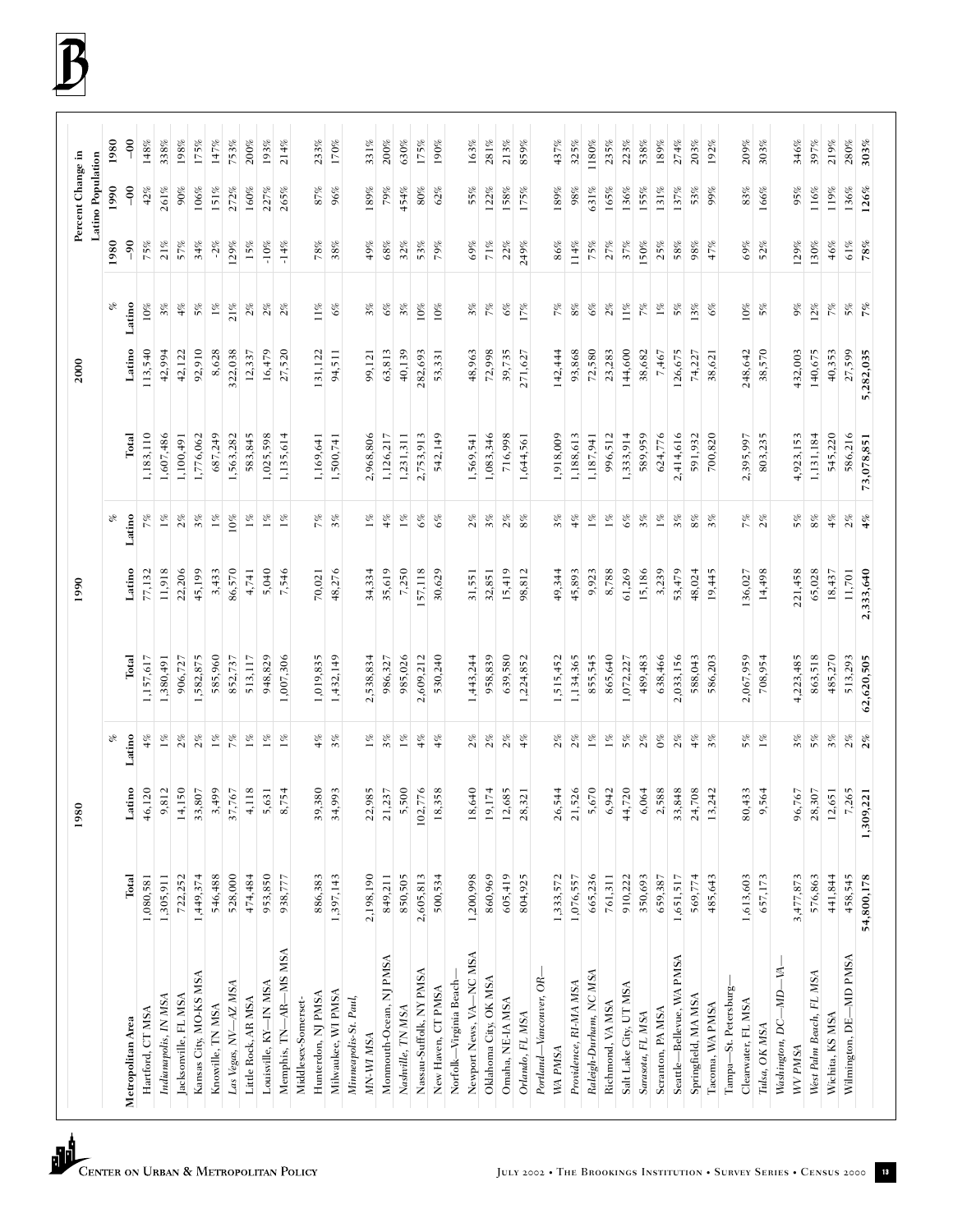| Metropolitan Area | 1980 | | | 1990 | | | 2000 | | | Percent Change in Latino Population | | |
|---|---|---|---|---|---|---|---|---|---|---|---|---|
| | Total | Latino | % Latino | Total | Latino | % Latino | Total | Latino | % Latino | 1980–90 | 1990–00 | 1980–00 |
| Hartford, CT MSA | 1,080,581 | 46,120 | 4% | 1,157,617 | 77,132 | 7% | 1,183,110 | 113,540 | 10% | 75% | 42% | 148% |
| *Indianapolis, IN MSA* | 1,305,911 | 9,812 | 1% | 1,380,491 | 11,918 | 1% | 1,607,486 | 42,994 | 3% | 21% | 261% | 338% |
| Jacksonville, FL MSA | 722,252 | 14,150 | 2% | 906,727 | 22,206 | 2% | 1,100,491 | 42,122 | 4% | 57% | 90% | 198% |
| Kansas City, MO-KS MSA | 1,449,374 | 33,807 | 2% | 1,582,875 | 45,199 | 3% | 1,776,062 | 92,910 | 5% | 34% | 106% | 175% |
| Knoxville, TN MSA | 546,488 | 3,499 | 1% | 585,960 | 3,433 | 1% | 687,249 | 8,628 | 1% | -2% | 151% | 147% |
| *Las Vegas, NV—AZ MSA* | 528,000 | 37,767 | 7% | 852,737 | 86,570 | 10% | 1,563,282 | 322,038 | 21% | 129% | 272% | 753% |
| Little Rock, AR MSA | 474,484 | 4,118 | 1% | 513,117 | 4,741 | 1% | 583,845 | 12,337 | 2% | 15% | 160% | 200% |
| Louisville, KY—IN MSA | 953,850 | 5,631 | 1% | 948,829 | 5,040 | 1% | 1,025,598 | 16,479 | 2% | -10% | 227% | 193% |
| Memphis, TN—AR—MS MSA | 938,777 | 8,754 | 1% | 1,007,306 | 7,546 | 1% | 1,135,614 | 27,520 | 2% | -14% | 265% | 214% |
| Middlesex-Somerset-Hunterdon, NJ PMSA | 886,383 | 39,380 | 4% | 1,019,835 | 70,021 | 7% | 1,169,641 | 131,122 | 11% | 78% | 87% | 233% |
| Milwaukee, WI PMSA | 1,397,143 | 34,993 | 3% | 1,432,149 | 48,276 | 3% | 1,500,741 | 94,511 | 6% | 38% | 96% | 170% |
| *Minneapolis-St. Paul, MN-WI MSA* | 2,198,190 | 22,985 | 1% | 2,538,834 | 34,334 | 1% | 2,968,806 | 99,121 | 3% | 49% | 189% | 331% |
| Monmouth-Ocean, NJ PMSA | 849,211 | 21,237 | 3% | 986,327 | 35,619 | 4% | 1,126,217 | 63,813 | 6% | 68% | 79% | 200% |
| *Nashville, TN MSA* | 850,505 | 5,500 | 1% | 985,026 | 7,250 | 1% | 1,231,311 | 40,139 | 3% | 32% | 454% | 630% |
| Nassau-Suffolk, NY PMSA | 2,605,813 | 102,776 | 4% | 2,609,212 | 157,118 | 6% | 2,753,913 | 282,693 | 10% | 53% | 80% | 175% |
| New Haven, CT PMSA | 500,534 | 18,358 | 4% | 530,240 | 30,629 | 6% | 542,149 | 53,331 | 10% | 79% | 62% | 190% |
| Norfolk—Virginia Beach—Newport News, VA—NC MSA | 1,200,998 | 18,640 | 2% | 1,443,244 | 31,551 | 2% | 1,569,541 | 48,963 | 3% | 69% | 55% | 163% |
| Oklahoma City, OK MSA | 860,969 | 19,174 | 2% | 958,839 | 32,851 | 3% | 1,083,346 | 72,998 | 7% | 71% | 122% | 281% |
| Omaha, NE-IA MSA | 605,419 | 12,685 | 2% | 639,580 | 15,419 | 2% | 716,998 | 39,735 | 6% | 22% | 158% | 213% |
| *Orlando, FL MSA* | 804,925 | 28,321 | 4% | 1,224,852 | 98,812 | 8% | 1,644,561 | 271,627 | 17% | 249% | 175% | 859% |
| *Portland—Vancouver, OR—WA PMSA* | 1,333,572 | 26,544 | 2% | 1,515,452 | 49,344 | 3% | 1,918,009 | 142,444 | 7% | 86% | 189% | 437% |
| *Providence, RI-MA MSA* | 1,076,557 | 21,526 | 2% | 1,134,365 | 45,893 | 4% | 1,188,613 | 93,868 | 8% | 114% | 98% | 325% |
| *Raleigh-Durham, NC MSA* | 665,236 | 5,670 | 1% | 855,545 | 9,923 | 1% | 1,187,941 | 72,580 | 6% | 75% | 631% | 1180% |
| Richmond, VA MSA | 761,311 | 6,942 | 1% | 865,640 | 8,788 | 1% | 996,512 | 23,283 | 2% | 27% | 165% | 235% |
| Salt Lake City, UT MSA | 910,222 | 44,720 | 5% | 1,072,227 | 61,269 | 6% | 1,333,914 | 144,600 | 11% | 37% | 136% | 223% |
| *Sarasota, FL MSA* | 350,693 | 6,064 | 2% | 489,483 | 15,186 | 3% | 589,959 | 38,682 | 7% | 150% | 155% | 538% |
| Scranton, PA MSA | 659,387 | 2,588 | 0% | 638,466 | 3,239 | 1% | 624,776 | 7,467 | 1% | 25% | 131% | 189% |
| Seattle—Bellevue, WA PMSA | 1,651,517 | 33,848 | 2% | 2,033,156 | 53,479 | 3% | 2,414,616 | 126,675 | 5% | 58% | 137% | 274% |
| Springfield, MA MSA | 569,774 | 24,708 | 4% | 588,043 | 48,024 | 8% | 591,932 | 74,227 | 13% | 98% | 53% | 203% |
| Tacoma, WA PMSA | 485,643 | 13,242 | 3% | 586,203 | 19,445 | 3% | 700,820 | 38,621 | 6% | 47% | 99% | 192% |
| Tampa—St. Petersburg—Clearwater, FL MSA | 1,613,603 | 80,433 | 5% | 2,067,959 | 136,027 | 7% | 2,395,997 | 248,642 | 10% | 69% | 83% | 209% |
| *Tulsa, OK MSA* | 657,173 | 9,564 | 1% | 708,954 | 14,498 | 2% | 803,235 | 38,570 | 5% | 52% | 166% | 303% |
| *Washington, DC—MD—VA—WV PMSA* | 3,477,873 | 96,767 | 3% | 4,223,485 | 221,458 | 5% | 4,923,153 | 432,003 | 9% | 129% | 95% | 346% |
| *West Palm Beach, FL MSA* | 576,863 | 28,307 | 5% | 863,518 | 65,028 | 8% | 1,131,184 | 140,675 | 12% | 130% | 116% | 397% |
| Wichita, KS MSA | 441,844 | 12,651 | 3% | 485,270 | 18,437 | 4% | 545,220 | 40,353 | 7% | 46% | 119% | 219% |
| Wilmington, DE—MD PMSA | 458,545 | 7,265 | 2% | 513,293 | 11,701 | 2% | 586,216 | 27,599 | 5% | 61% | 136% | 280% |
| | **54,800,178** | **1,309,221** | **2%** | **62,620,505** | **2,333,640** | **4%** | **73,078,851** | **5,282,035** | **7%** | **78%** | **126%** | **303%** |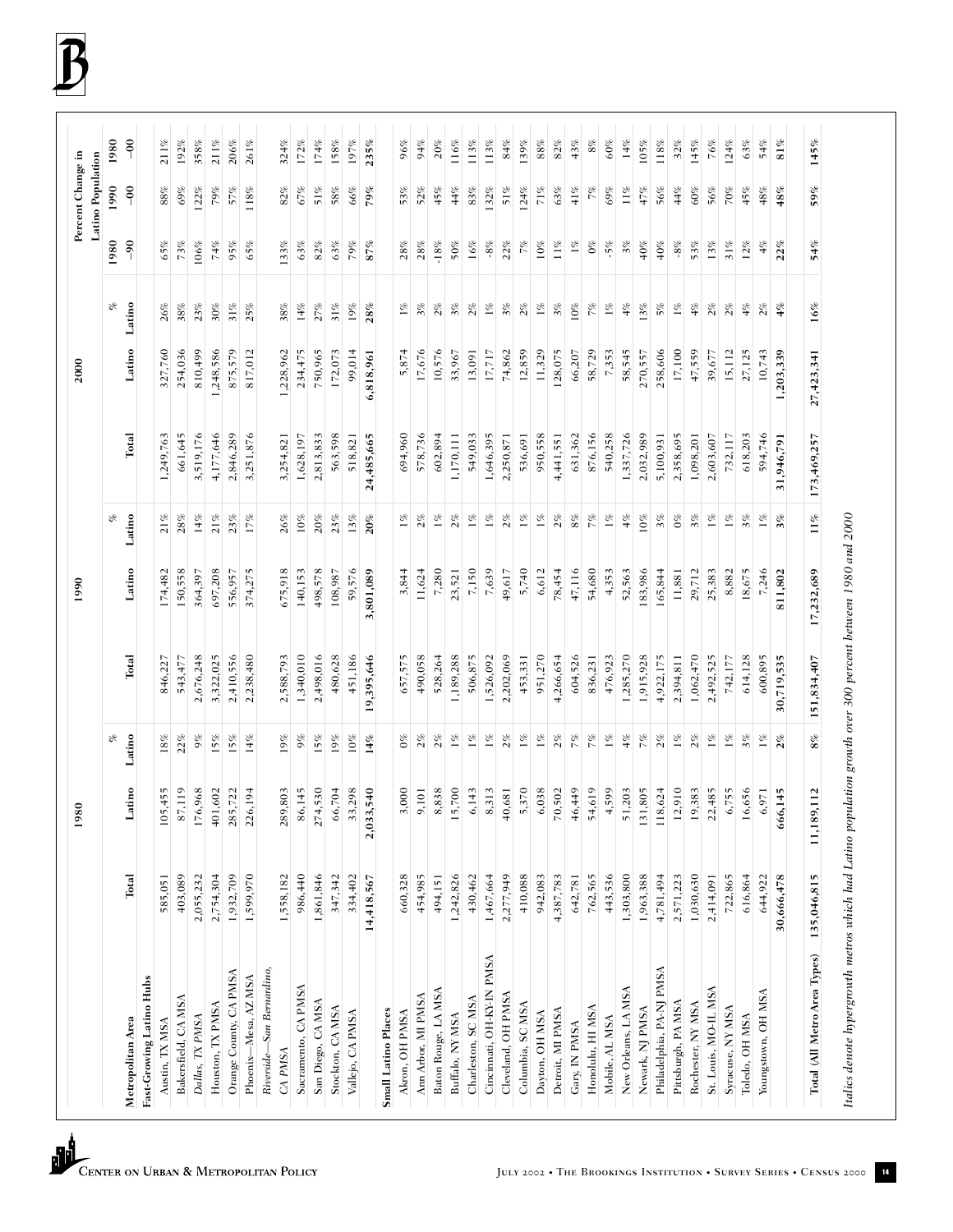| Metropolitan Area | 1980 | | | 1990 | | | 2000 | | | Percent Change in Latino Population | | |
|---|---|---|---|---|---|---|---|---|---|---|---|---|
| | Total | Latino | % Latino | Total | Latino | % Latino | Total | Latino | % Latino | 1980–90 | 1990–00 | 1980–00 |
| **Fast-Growing Latino Hubs** | | | | | | | | | | | | |
| Austin, TX MSA | 585,051 | 105,455 | 18% | 846,227 | 174,482 | 21% | 1,249,763 | 327,760 | 26% | 65% | 88% | 211% |
| Bakersfield, CA MSA | 403,089 | 87,119 | 22% | 543,477 | 150,558 | 28% | 661,645 | 254,036 | 38% | 73% | 69% | 192% |
| *Dallas, TX PMSA* | 2,055,232 | 176,968 | 9% | 2,676,248 | 364,397 | 14% | 3,519,176 | 810,499 | 23% | 106% | 122% | 358% |
| Houston, TX PMSA | 2,754,304 | 401,602 | 15% | 3,322,025 | 697,208 | 21% | 4,177,646 | 1,248,586 | 30% | 74% | 79% | 211% |
| Orange County, CA PMSA | 1,932,709 | 285,722 | 15% | 2,410,556 | 556,957 | 23% | 2,846,289 | 875,579 | 31% | 95% | 57% | 206% |
| Phoenix—Mesa, AZ MSA | 1,599,970 | 226,194 | 14% | 2,238,480 | 374,275 | 17% | 3,251,876 | 817,012 | 25% | 65% | 118% | 261% |
| *Riverside—San Bernardino, CA PMSA* | 1,558,182 | 289,803 | 19% | 2,588,793 | 675,918 | 26% | 3,254,821 | 1,228,962 | 38% | 133% | 82% | 324% |
| Sacramento, CA PMSA | 986,440 | 86,145 | 9% | 1,340,010 | 140,153 | 10% | 1,628,197 | 234,475 | 14% | 63% | 67% | 172% |
| San Diego, CA MSA | 1,861,846 | 274,530 | 15% | 2,498,016 | 498,578 | 20% | 2,813,833 | 750,965 | 27% | 82% | 51% | 174% |
| Stockton, CA MSA | 347,342 | 66,704 | 19% | 480,628 | 108,987 | 23% | 563,598 | 172,073 | 31% | 63% | 58% | 158% |
| Vallejo, CA PMSA | 334,402 | 33,298 | 10% | 451,186 | 59,576 | 13% | 518,821 | 99,014 | 19% | 79% | 66% | 197% |
| | **14,418,567** | **2,033,540** | **14%** | **19,395,646** | **3,801,089** | **20%** | **24,485,665** | **6,818,961** | **28%** | **87%** | **79%** | **235%** |
| **Small Latino Places** | | | | | | | | | | | | |
| Akron, OH PMSA | 660,328 | 3,000 | 0% | 657,575 | 3,844 | 1% | 694,960 | 5,874 | 1% | 28% | 53% | 96% |
| Ann Arbor, MI PMSA | 454,985 | 9,101 | 2% | 490,058 | 11,624 | 2% | 578,736 | 17,676 | 3% | 28% | 52% | 94% |
| Baton Rouge, LA MSA | 494,151 | 8,838 | 2% | 528,264 | 7,280 | 1% | 602,894 | 10,576 | 2% | -18% | 45% | 20% |
| Buffalo, NY MSA | 1,242,826 | 15,700 | 1% | 1,189,288 | 23,521 | 2% | 1,170,111 | 33,967 | 3% | 50% | 44% | 116% |
| Charleston, SC MSA | 430,462 | 6,143 | 1% | 506,875 | 7,150 | 1% | 549,033 | 13,091 | 2% | 16% | 83% | 113% |
| Cincinnati, OH-KY-IN PMSA | 1,467,664 | 8,313 | 1% | 1,526,092 | 7,639 | 1% | 1,646,395 | 17,717 | 1% | -8% | 132% | 113% |
| Cleveland, OH PMSA | 2,277,949 | 40,681 | 2% | 2,202,069 | 49,617 | 2% | 2,250,871 | 74,862 | 3% | 22% | 51% | 84% |
| Columbia, SC MSA | 410,088 | 5,370 | 1% | 453,331 | 5,740 | 1% | 536,691 | 12,859 | 2% | 7% | 124% | 139% |
| Dayton, OH MSA | 942,083 | 6,038 | 1% | 951,270 | 6,612 | 1% | 950,558 | 11,329 | 1% | 10% | 71% | 88% |
| Detroit, MI PMSA | 4,387,783 | 70,502 | 2% | 4,266,654 | 78,454 | 2% | 4,441,551 | 128,075 | 3% | 11% | 63% | 82% |
| Gary, IN PMSA | 642,781 | 46,449 | 7% | 604,526 | 47,116 | 8% | 631,362 | 66,207 | 10% | 1% | 41% | 43% |
| Honolulu, HI MSA | 762,565 | 54,619 | 7% | 836,231 | 54,680 | 7% | 876,156 | 58,729 | 7% | 0% | 7% | 8% |
| Mobile, AL MSA | 443,536 | 4,599 | 1% | 476,923 | 4,353 | 1% | 540,258 | 7,353 | 1% | -5% | 69% | 60% |
| New Orleans, LA MSA | 1,303,800 | 51,203 | 4% | 1,285,270 | 52,563 | 4% | 1,337,726 | 58,545 | 4% | 3% | 11% | 14% |
| Newark, NJ PMSA | 1,963,388 | 131,805 | 7% | 1,915,928 | 183,986 | 10% | 2,032,989 | 270,557 | 13% | 40% | 47% | 105% |
| Philadelphia, PA-NJ PMSA | 4,781,494 | 118,624 | 2% | 4,922,175 | 165,844 | 3% | 5,100,931 | 258,606 | 5% | 40% | 56% | 118% |
| Pittsburgh, PA MSA | 2,571,223 | 12,910 | 1% | 2,394,811 | 11,881 | 0% | 2,358,695 | 17,100 | 1% | -8% | 44% | 32% |
| Rochester, NY MSA | 1,030,630 | 19,383 | 2% | 1,062,470 | 29,712 | 3% | 1,098,201 | 47,559 | 4% | 53% | 60% | 145% |
| St. Louis, MO-IL MSA | 2,414,091 | 22,485 | 1% | 2,492,525 | 25,383 | 1% | 2,603,607 | 39,677 | 2% | 13% | 56% | 76% |
| Syracuse, NY MSA | 722,865 | 6,755 | 1% | 742,177 | 8,882 | 1% | 732,117 | 15,112 | 2% | 31% | 70% | 124% |
| Toledo, OH MSA | 616,864 | 16,656 | 3% | 614,128 | 18,675 | 3% | 618,203 | 27,125 | 4% | 12% | 45% | 63% |
| Youngstown, OH MSA | 644,922 | 6,971 | 1% | 600,895 | 7,246 | 1% | 594,746 | 10,743 | 2% | 4% | 48% | 54% |
| | **30,666,478** | **666,145** | **2%** | **30,719,535** | **811,802** | **3%** | **31,946,791** | **1,203,339** | **4%** | **22%** | **48%** | **81%** |
| **Total (All Metro Area Types)** | **135,046,815** | **11,189,112** | **8%** | **151,834,407** | **17,232,689** | **11%** | **173,469,257** | **27,423,341** | **16%** | **54%** | **59%** | **145%** |

*Italics denote hypergrowth metros which had Latino population growth over 300 percent between 1980 and 2000*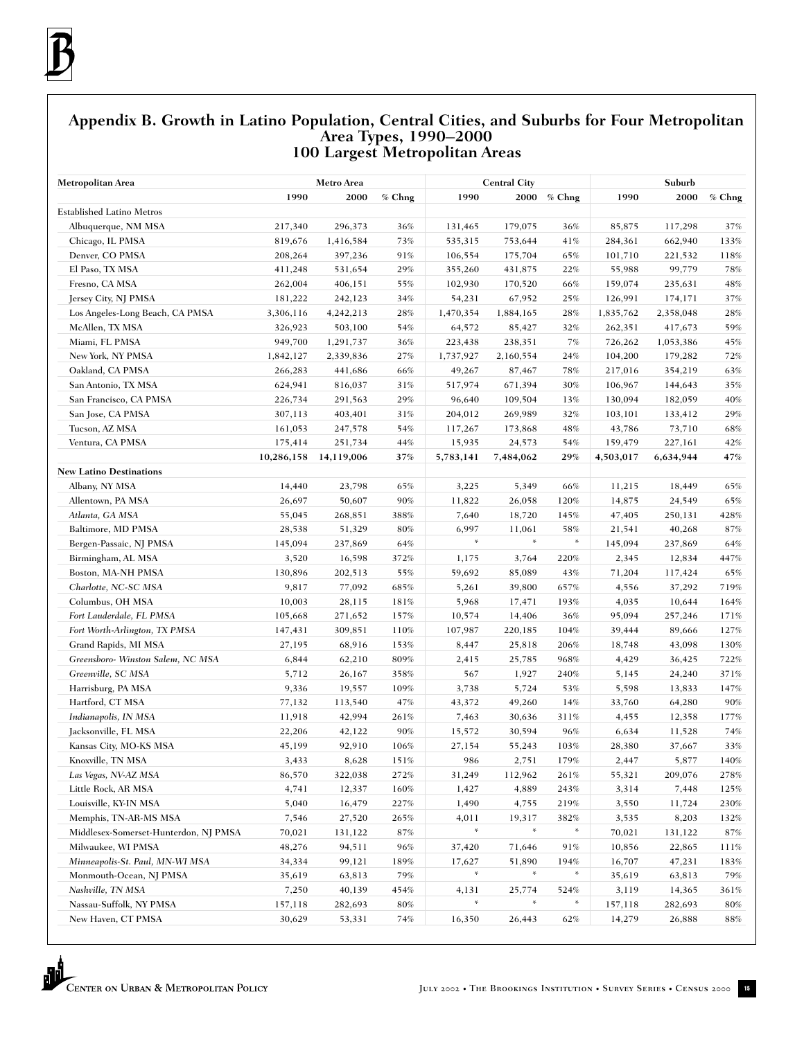## Appendix B. Growth in Latino Population, Central Cities, and Suburbs for Four Metropolitan Area Types, 1990–2000
### 100 Largest Metropolitan Areas

| Metropolitan Area | Metro Area | | | Central City | | | Suburb | | |
|---|---|---|---|---|---|---|---|---|---|
| | 1990 | 2000 | % Chng | 1990 | 2000 | % Chng | 1990 | 2000 | % Chng |
| Established Latino Metros | | | | | | | | | |
| Albuquerque, NM MSA | 217,340 | 296,373 | 36% | 131,465 | 179,075 | 36% | 85,875 | 117,298 | 37% |
| Chicago, IL PMSA | 819,676 | 1,416,584 | 73% | 535,315 | 753,644 | 41% | 284,361 | 662,940 | 133% |
| Denver, CO PMSA | 208,264 | 397,236 | 91% | 106,554 | 175,704 | 65% | 101,710 | 221,532 | 118% |
| El Paso, TX MSA | 411,248 | 531,654 | 29% | 355,260 | 431,875 | 22% | 55,988 | 99,779 | 78% |
| Fresno, CA MSA | 262,004 | 406,151 | 55% | 102,930 | 170,520 | 66% | 159,074 | 235,631 | 48% |
| Jersey City, NJ PMSA | 181,222 | 242,123 | 34% | 54,231 | 67,952 | 25% | 126,991 | 174,171 | 37% |
| Los Angeles-Long Beach, CA PMSA | 3,306,116 | 4,242,213 | 28% | 1,470,354 | 1,884,165 | 28% | 1,835,762 | 2,358,048 | 28% |
| McAllen, TX MSA | 326,923 | 503,100 | 54% | 64,572 | 85,427 | 32% | 262,351 | 417,673 | 59% |
| Miami, FL PMSA | 949,700 | 1,291,737 | 36% | 223,438 | 238,351 | 7% | 726,262 | 1,053,386 | 45% |
| New York, NY PMSA | 1,842,127 | 2,339,836 | 27% | 1,737,927 | 2,160,554 | 24% | 104,200 | 179,282 | 72% |
| Oakland, CA PMSA | 266,283 | 441,686 | 66% | 49,267 | 87,467 | 78% | 217,016 | 354,219 | 63% |
| San Antonio, TX MSA | 624,941 | 816,037 | 31% | 517,974 | 671,394 | 30% | 106,967 | 144,643 | 35% |
| San Francisco, CA PMSA | 226,734 | 291,563 | 29% | 96,640 | 109,504 | 13% | 130,094 | 182,059 | 40% |
| San Jose, CA PMSA | 307,113 | 403,401 | 31% | 204,012 | 269,989 | 32% | 103,101 | 133,412 | 29% |
| Tucson, AZ MSA | 161,053 | 247,578 | 54% | 117,267 | 173,868 | 48% | 43,786 | 73,710 | 68% |
| Ventura, CA PMSA | 175,414 | 251,734 | 44% | 15,935 | 24,573 | 54% | 159,479 | 227,161 | 42% |
| | **10,286,158** | **14,119,006** | **37%** | **5,783,141** | **7,484,062** | **29%** | **4,503,017** | **6,634,944** | **47%** |
| **New Latino Destinations** | | | | | | | | | |
| Albany, NY MSA | 14,440 | 23,798 | 65% | 3,225 | 5,349 | 66% | 11,215 | 18,449 | 65% |
| Allentown, PA MSA | 26,697 | 50,607 | 90% | 11,822 | 26,058 | 120% | 14,875 | 24,549 | 65% |
| *Atlanta, GA MSA* | 55,045 | 268,851 | 388% | 7,640 | 18,720 | 145% | 47,405 | 250,131 | 428% |
| Baltimore, MD PMSA | 28,538 | 51,329 | 80% | 6,997 | 11,061 | 58% | 21,541 | 40,268 | 87% |
| Bergen-Passaic, NJ PMSA | 145,094 | 237,869 | 64% | * | * | * | 145,094 | 237,869 | 64% |
| Birmingham, AL MSA | 3,520 | 16,598 | 372% | 1,175 | 3,764 | 220% | 2,345 | 12,834 | 447% |
| Boston, MA-NH PMSA | 130,896 | 202,513 | 55% | 59,692 | 85,089 | 43% | 71,204 | 117,424 | 65% |
| *Charlotte, NC-SC MSA* | 9,817 | 77,092 | 685% | 5,261 | 39,800 | 657% | 4,556 | 37,292 | 719% |
| Columbus, OH MSA | 10,003 | 28,115 | 181% | 5,968 | 17,471 | 193% | 4,035 | 10,644 | 164% |
| *Fort Lauderdale, FL PMSA* | 105,668 | 271,652 | 157% | 10,574 | 14,406 | 36% | 95,094 | 257,246 | 171% |
| *Fort Worth-Arlington, TX PMSA* | 147,431 | 309,851 | 110% | 107,987 | 220,185 | 104% | 39,444 | 89,666 | 127% |
| Grand Rapids, MI MSA | 27,195 | 68,916 | 153% | 8,447 | 25,818 | 206% | 18,748 | 43,098 | 130% |
| *Greensboro- Winston Salem, NC MSA* | 6,844 | 62,210 | 809% | 2,415 | 25,785 | 968% | 4,429 | 36,425 | 722% |
| *Greenville, SC MSA* | 5,712 | 26,167 | 358% | 567 | 1,927 | 240% | 5,145 | 24,240 | 371% |
| Harrisburg, PA MSA | 9,336 | 19,557 | 109% | 3,738 | 5,724 | 53% | 5,598 | 13,833 | 147% |
| Hartford, CT MSA | 77,132 | 113,540 | 47% | 43,372 | 49,260 | 14% | 33,760 | 64,280 | 90% |
| *Indianapolis, IN MSA* | 11,918 | 42,994 | 261% | 7,463 | 30,636 | 311% | 4,455 | 12,358 | 177% |
| Jacksonville, FL MSA | 22,206 | 42,122 | 90% | 15,572 | 30,594 | 96% | 6,634 | 11,528 | 74% |
| Kansas City, MO-KS MSA | 45,199 | 92,910 | 106% | 27,154 | 55,243 | 103% | 28,380 | 37,667 | 33% |
| Knoxville, TN MSA | 3,433 | 8,628 | 151% | 986 | 2,751 | 179% | 2,447 | 5,877 | 140% |
| *Las Vegas, NV-AZ MSA* | 86,570 | 322,038 | 272% | 31,249 | 112,962 | 261% | 55,321 | 209,076 | 278% |
| Little Rock, AR MSA | 4,741 | 12,337 | 160% | 1,427 | 4,889 | 243% | 3,314 | 7,448 | 125% |
| Louisville, KY-IN MSA | 5,040 | 16,479 | 227% | 1,490 | 4,755 | 219% | 3,550 | 11,724 | 230% |
| Memphis, TN-AR-MS MSA | 7,546 | 27,520 | 265% | 4,011 | 19,317 | 382% | 3,535 | 8,203 | 132% |
| Middlesex-Somerset-Hunterdon, NJ PMSA | 70,021 | 131,122 | 87% | * | * | * | 70,021 | 131,122 | 87% |
| Milwaukee, WI PMSA | 48,276 | 94,511 | 96% | 37,420 | 71,646 | 91% | 10,856 | 22,865 | 111% |
| *Minneapolis-St. Paul, MN-WI MSA* | 34,334 | 99,121 | 189% | 17,627 | 51,890 | 194% | 16,707 | 47,231 | 183% |
| Monmouth-Ocean, NJ PMSA | 35,619 | 63,813 | 79% | * | * | * | 35,619 | 63,813 | 79% |
| *Nashville, TN MSA* | 7,250 | 40,139 | 454% | 4,131 | 25,774 | 524% | 3,119 | 14,365 | 361% |
| Nassau-Suffolk, NY PMSA | 157,118 | 282,693 | 80% | * | * | * | 157,118 | 282,693 | 80% |
| New Haven, CT PMSA | 30,629 | 53,331 | 74% | 16,350 | 26,443 | 62% | 14,279 | 26,888 | 88% |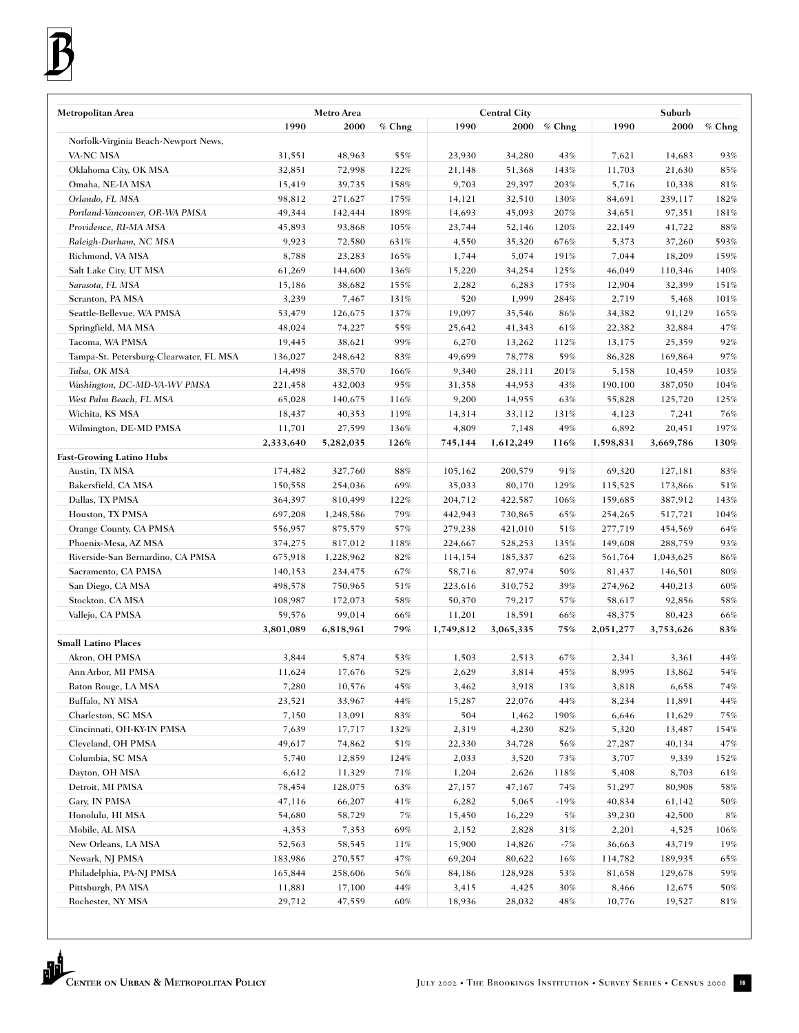| Metropolitan Area | Metro Area | | | Central City | | | Suburb | | |
|---|---|---|---|---|---|---|---|---|---|
| | 1990 | 2000 | % Chng | 1990 | 2000 | % Chng | 1990 | 2000 | % Chng |
| Norfolk-Virginia Beach-Newport News, VA-NC MSA | 31,551 | 48,963 | 55% | 23,930 | 34,280 | 43% | 7,621 | 14,683 | 93% |
| Oklahoma City, OK MSA | 32,851 | 72,998 | 122% | 21,148 | 51,368 | 143% | 11,703 | 21,630 | 85% |
| Omaha, NE-IA MSA | 15,419 | 39,735 | 158% | 9,703 | 29,397 | 203% | 5,716 | 10,338 | 81% |
| *Orlando, FL MSA* | 98,812 | 271,627 | 175% | 14,121 | 32,510 | 130% | 84,691 | 239,117 | 182% |
| *Portland-Vancouver, OR-WA PMSA* | 49,344 | 142,444 | 189% | 14,693 | 45,093 | 207% | 34,651 | 97,351 | 181% |
| *Providence, RI-MA MSA* | 45,893 | 93,868 | 105% | 23,744 | 52,146 | 120% | 22,149 | 41,722 | 88% |
| *Raleigh-Durham, NC MSA* | 9,923 | 72,580 | 631% | 4,550 | 35,320 | 676% | 5,373 | 37,260 | 593% |
| Richmond, VA MSA | 8,788 | 23,283 | 165% | 1,744 | 5,074 | 191% | 7,044 | 18,209 | 159% |
| Salt Lake City, UT MSA | 61,269 | 144,600 | 136% | 15,220 | 34,254 | 125% | 46,049 | 110,346 | 140% |
| *Sarasota, FL MSA* | 15,186 | 38,682 | 155% | 2,282 | 6,283 | 175% | 12,904 | 32,399 | 151% |
| Scranton, PA MSA | 3,239 | 7,467 | 131% | 520 | 1,999 | 284% | 2,719 | 5,468 | 101% |
| Seattle-Bellevue, WA PMSA | 53,479 | 126,675 | 137% | 19,097 | 35,546 | 86% | 34,382 | 91,129 | 165% |
| Springfield, MA MSA | 48,024 | 74,227 | 55% | 25,642 | 41,343 | 61% | 22,382 | 32,884 | 47% |
| Tacoma, WA PMSA | 19,445 | 38,621 | 99% | 6,270 | 13,262 | 112% | 13,175 | 25,359 | 92% |
| Tampa-St. Petersburg-Clearwater, FL MSA | 136,027 | 248,642 | 83% | 49,699 | 78,778 | 59% | 86,328 | 169,864 | 97% |
| *Tulsa, OK MSA* | 14,498 | 38,570 | 166% | 9,340 | 28,111 | 201% | 5,158 | 10,459 | 103% |
| *Washington, DC-MD-VA-WV PMSA* | 221,458 | 432,003 | 95% | 31,358 | 44,953 | 43% | 190,100 | 387,050 | 104% |
| *West Palm Beach, FL MSA* | 65,028 | 140,675 | 116% | 9,200 | 14,955 | 63% | 55,828 | 125,720 | 125% |
| Wichita, KS MSA | 18,437 | 40,353 | 119% | 14,314 | 33,112 | 131% | 4,123 | 7,241 | 76% |
| Wilmington, DE-MD PMSA | 11,701 | 27,599 | 136% | 4,809 | 7,148 | 49% | 6,892 | 20,451 | 197% |
| | **2,333,640** | **5,282,035** | **126%** | **745,144** | **1,612,249** | **116%** | **1,598,831** | **3,669,786** | **130%** |
| **Fast-Growing Latino Hubs** | | | | | | | | | |
| Austin, TX MSA | 174,482 | 327,760 | 88% | 105,162 | 200,579 | 91% | 69,320 | 127,181 | 83% |
| Bakersfield, CA MSA | 150,558 | 254,036 | 69% | 35,033 | 80,170 | 129% | 115,525 | 173,866 | 51% |
| Dallas, TX PMSA | 364,397 | 810,499 | 122% | 204,712 | 422,587 | 106% | 159,685 | 387,912 | 143% |
| Houston, TX PMSA | 697,208 | 1,248,586 | 79% | 442,943 | 730,865 | 65% | 254,265 | 517,721 | 104% |
| Orange County, CA PMSA | 556,957 | 875,579 | 57% | 279,238 | 421,010 | 51% | 277,719 | 454,569 | 64% |
| Phoenix-Mesa, AZ MSA | 374,275 | 817,012 | 118% | 224,667 | 528,253 | 135% | 149,608 | 288,759 | 93% |
| Riverside-San Bernardino, CA PMSA | 675,918 | 1,228,962 | 82% | 114,154 | 185,337 | 62% | 561,764 | 1,043,625 | 86% |
| Sacramento, CA PMSA | 140,153 | 234,475 | 67% | 58,716 | 87,974 | 50% | 81,437 | 146,501 | 80% |
| San Diego, CA MSA | 498,578 | 750,965 | 51% | 223,616 | 310,752 | 39% | 274,962 | 440,213 | 60% |
| Stockton, CA MSA | 108,987 | 172,073 | 58% | 50,370 | 79,217 | 57% | 58,617 | 92,856 | 58% |
| Vallejo, CA PMSA | 59,576 | 99,014 | 66% | 11,201 | 18,591 | 66% | 48,375 | 80,423 | 66% |
| | **3,801,089** | **6,818,961** | **79%** | **1,749,812** | **3,065,335** | **75%** | **2,051,277** | **3,753,626** | **83%** |
| **Small Latino Places** | | | | | | | | | |
| Akron, OH PMSA | 3,844 | 5,874 | 53% | 1,503 | 2,513 | 67% | 2,341 | 3,361 | 44% |
| Ann Arbor, MI PMSA | 11,624 | 17,676 | 52% | 2,629 | 3,814 | 45% | 8,995 | 13,862 | 54% |
| Baton Rouge, LA MSA | 7,280 | 10,576 | 45% | 3,462 | 3,918 | 13% | 3,818 | 6,658 | 74% |
| Buffalo, NY MSA | 23,521 | 33,967 | 44% | 15,287 | 22,076 | 44% | 8,234 | 11,891 | 44% |
| Charleston, SC MSA | 7,150 | 13,091 | 83% | 504 | 1,462 | 190% | 6,646 | 11,629 | 75% |
| Cincinnati, OH-KY-IN PMSA | 7,639 | 17,717 | 132% | 2,319 | 4,230 | 82% | 5,320 | 13,487 | 154% |
| Cleveland, OH PMSA | 49,617 | 74,862 | 51% | 22,330 | 34,728 | 56% | 27,287 | 40,134 | 47% |
| Columbia, SC MSA | 5,740 | 12,859 | 124% | 2,033 | 3,520 | 73% | 3,707 | 9,339 | 152% |
| Dayton, OH MSA | 6,612 | 11,329 | 71% | 1,204 | 2,626 | 118% | 5,408 | 8,703 | 61% |
| Detroit, MI PMSA | 78,454 | 128,075 | 63% | 27,157 | 47,167 | 74% | 51,297 | 80,908 | 58% |
| Gary, IN PMSA | 47,116 | 66,207 | 41% | 6,282 | 5,065 | -19% | 40,834 | 61,142 | 50% |
| Honolulu, HI MSA | 54,680 | 58,729 | 7% | 15,450 | 16,229 | 5% | 39,230 | 42,500 | 8% |
| Mobile, AL MSA | 4,353 | 7,353 | 69% | 2,152 | 2,828 | 31% | 2,201 | 4,525 | 106% |
| New Orleans, LA MSA | 52,563 | 58,545 | 11% | 15,900 | 14,826 | -7% | 36,663 | 43,719 | 19% |
| Newark, NJ PMSA | 183,986 | 270,557 | 47% | 69,204 | 80,622 | 16% | 114,782 | 189,935 | 65% |
| Philadelphia, PA-NJ PMSA | 165,844 | 258,606 | 56% | 84,186 | 128,928 | 53% | 81,658 | 129,678 | 59% |
| Pittsburgh, PA MSA | 11,881 | 17,100 | 44% | 3,415 | 4,425 | 30% | 8,466 | 12,675 | 50% |
| Rochester, NY MSA | 29,712 | 47,559 | 60% | 18,936 | 28,032 | 48% | 10,776 | 19,527 | 81% |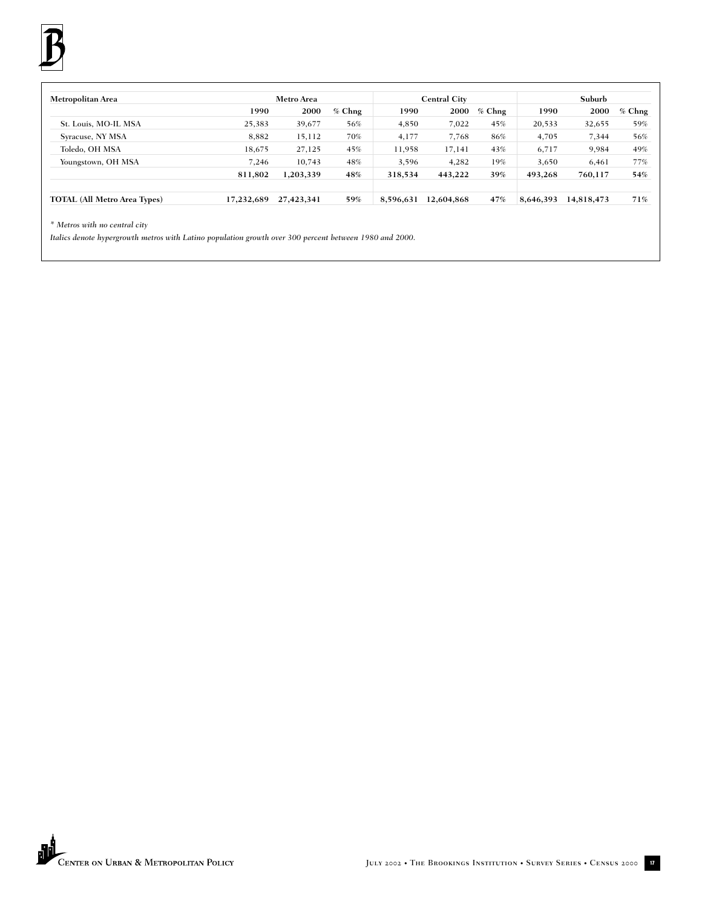| Metropolitan Area | Metro Area | | | Central City | | | Suburb | | |
|---|---|---|---|---|---|---|---|---|---|
| | 1990 | 2000 | % Chng | 1990 | 2000 | % Chng | 1990 | 2000 | % Chng |
| St. Louis, MO-IL MSA | 25,383 | 39,677 | 56% | 4,850 | 7,022 | 45% | 20,533 | 32,655 | 59% |
| Syracuse, NY MSA | 8,882 | 15,112 | 70% | 4,177 | 7,768 | 86% | 4,705 | 7,344 | 56% |
| Toledo, OH MSA | 18,675 | 27,125 | 45% | 11,958 | 17,141 | 43% | 6,717 | 9,984 | 49% |
| Youngstown, OH MSA | 7,246 | 10,743 | 48% | 3,596 | 4,282 | 19% | 3,650 | 6,461 | 77% |
| | **811,802** | **1,203,339** | **48%** | **318,534** | **443,222** | **39%** | **493,268** | **760,117** | **54%** |
| **TOTAL (All Metro Area Types)** | **17,232,689** | **27,423,341** | **59%** | **8,596,631** | **12,604,868** | **47%** | **8,646,393** | **14,818,473** | **71%** |

*\* Metros with no central city*

*Italics denote hypergrowth metros with Latino population growth over 300 percent between 1980 and 2000.*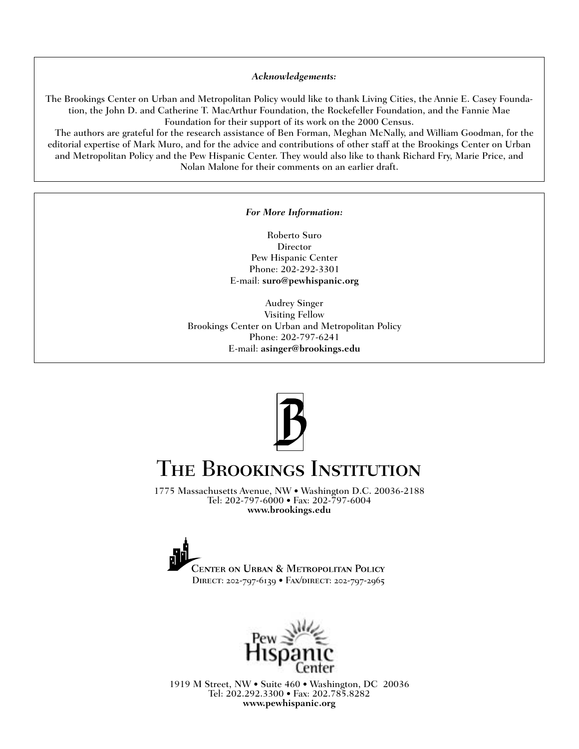***Acknowledgements:***

The Brookings Center on Urban and Metropolitan Policy would like to thank Living Cities, the Annie E. Casey Foundation, the John D. and Catherine T. MacArthur Foundation, the Rockefeller Foundation, and the Fannie Mae Foundation for their support of its work on the 2000 Census.

The authors are grateful for the research assistance of Ben Forman, Meghan McNally, and William Goodman, for the editorial expertise of Mark Muro, and for the advice and contributions of other staff at the Brookings Center on Urban and Metropolitan Policy and the Pew Hispanic Center. They would also like to thank Richard Fry, Marie Price, and Nolan Malone for their comments on an earlier draft.

***For More Information:***

Roberto Suro
Director
Pew Hispanic Center
Phone: 202-292-3301
E-mail: **suro@pewhispanic.org**

Audrey Singer
Visiting Fellow
Brookings Center on Urban and Metropolitan Policy
Phone: 202-797-6241
E-mail: **asinger@brookings.edu**

# The Brookings Institution

1775 Massachusetts Avenue, NW • Washington D.C. 20036-2188
Tel: 202-797-6000 • Fax: 202-797-6004
**www.brookings.edu**

Center on Urban & Metropolitan Policy
Direct: 202-797-6139 • Fax/direct: 202-797-2965

Pew Hispanic Center

1919 M Street, NW • Suite 460 • Washington, DC 20036
Tel: 202.292.3300 • Fax: 202.785.8282
**www.pewhispanic.org**